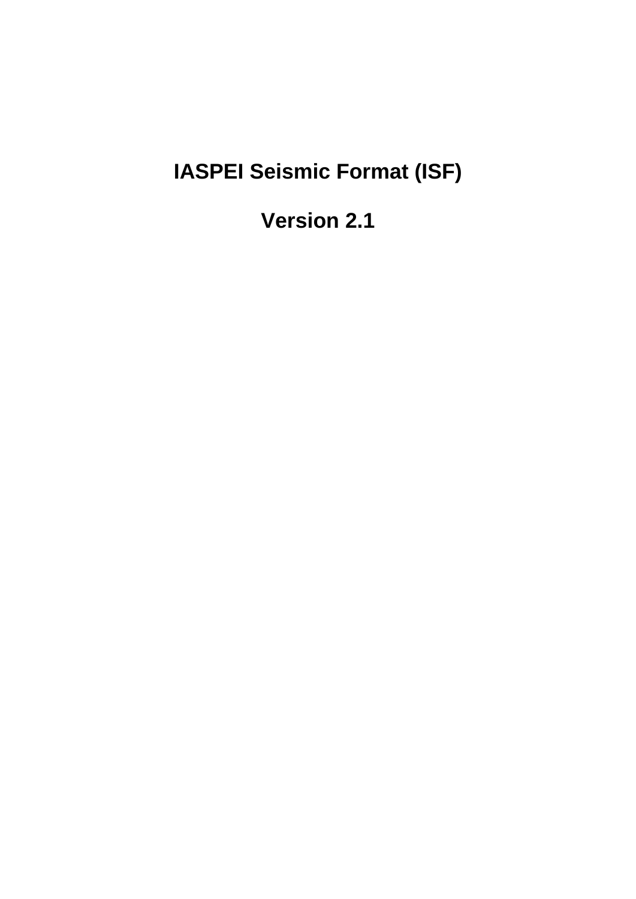# IASPEI Seismic Format (ISF)

## Version 2.1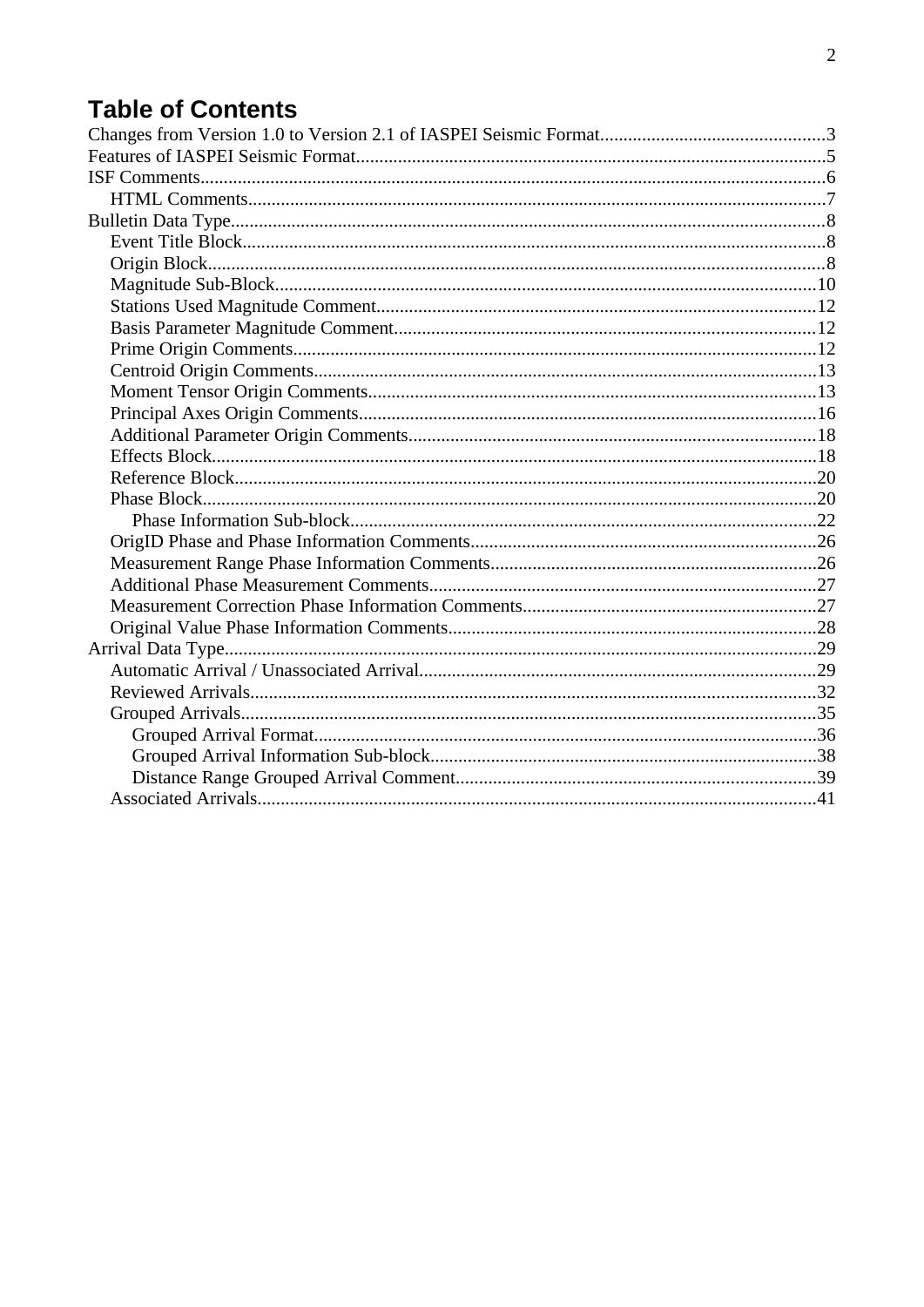# Table of Contents

- Changes from Version 1.0 to Version 2.1 of IASPEI Seismic Format....3
- Features of IASPEI Seismic Format....5
- ISF Comments....6
  - HTML Comments....7
- Bulletin Data Type....8
  - Event Title Block....8
  - Origin Block....8
  - Magnitude Sub-Block....10
  - Stations Used Magnitude Comment....12
  - Basis Parameter Magnitude Comment....12
  - Prime Origin Comments....12
  - Centroid Origin Comments....13
  - Moment Tensor Origin Comments....13
  - Principal Axes Origin Comments....16
  - Additional Parameter Origin Comments....18
  - Effects Block....18
  - Reference Block....20
  - Phase Block....20
    - Phase Information Sub-block....22
  - OrigID Phase and Phase Information Comments....26
  - Measurement Range Phase Information Comments....26
  - Additional Phase Measurement Comments....27
  - Measurement Correction Phase Information Comments....27
  - Original Value Phase Information Comments....28
- Arrival Data Type....29
  - Automatic Arrival / Unassociated Arrival....29
  - Reviewed Arrivals....32
  - Grouped Arrivals....35
    - Grouped Arrival Format....36
    - Grouped Arrival Information Sub-block....38
    - Distance Range Grouped Arrival Comment....39
  - Associated Arrivals....41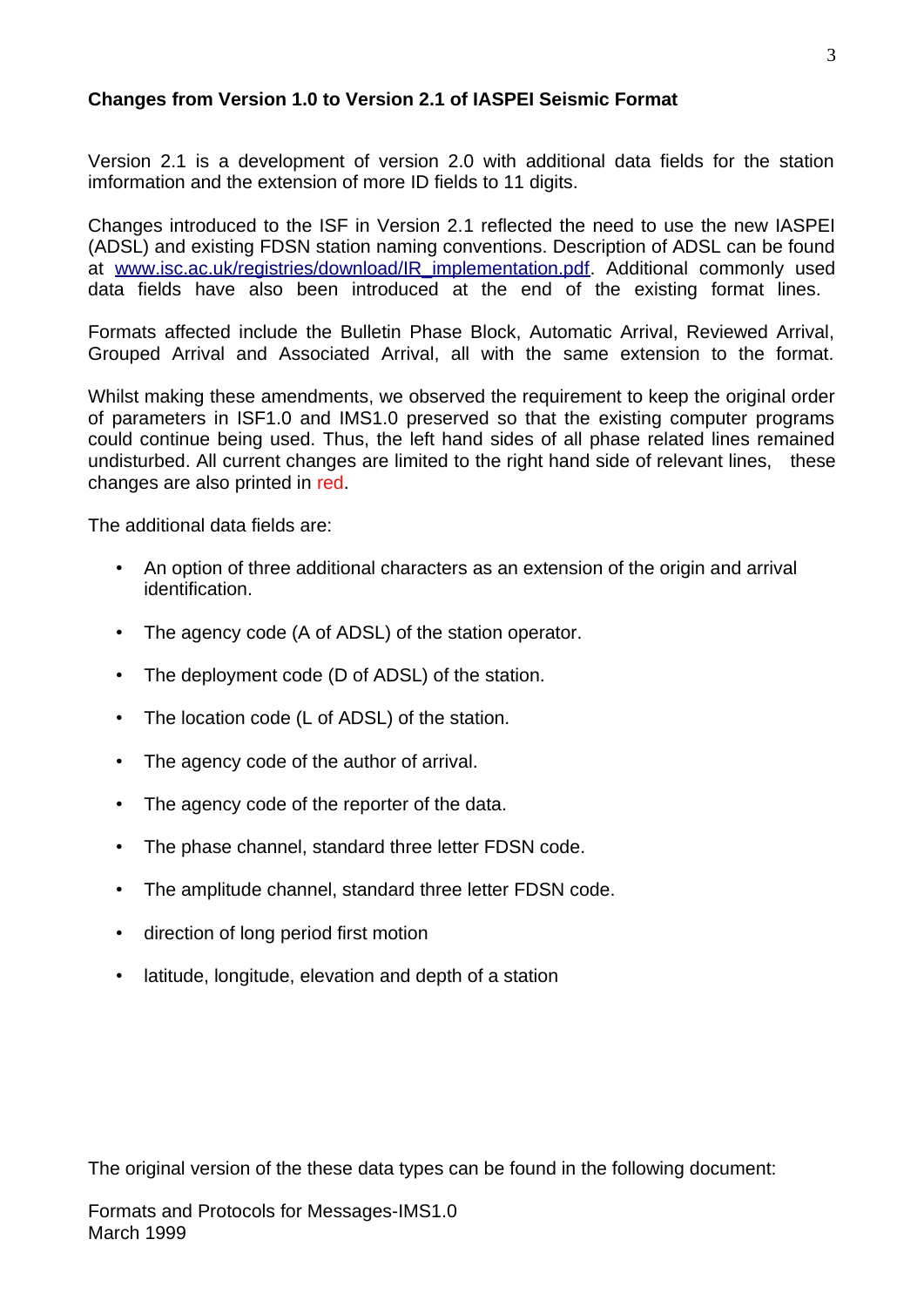**Changes from Version 1.0 to Version 2.1 of IASPEI Seismic Format**

Version 2.1 is a development of version 2.0 with additional data fields for the station imformation and the extension of more ID fields to 11 digits.

Changes introduced to the ISF in Version 2.1 reflected the need to use the new IASPEI (ADSL) and existing FDSN station naming conventions. Description of ADSL can be found at [www.isc.ac.uk/registries/download/IR_implementation.pdf](www.isc.ac.uk/registries/download/IR_implementation.pdf). Additional commonly used data fields have also been introduced at the end of the existing format lines.

Formats affected include the Bulletin Phase Block, Automatic Arrival, Reviewed Arrival, Grouped Arrival and Associated Arrival, all with the same extension to the format.

Whilst making these amendments, we observed the requirement to keep the original order of parameters in ISF1.0 and IMS1.0 preserved so that the existing computer programs could continue being used. Thus, the left hand sides of all phase related lines remained undisturbed. All current changes are limited to the right hand side of relevant lines, these changes are also printed in red.

The additional data fields are:

- An option of three additional characters as an extension of the origin and arrival identification.
- The agency code (A of ADSL) of the station operator.
- The deployment code (D of ADSL) of the station.
- The location code (L of ADSL) of the station.
- The agency code of the author of arrival.
- The agency code of the reporter of the data.
- The phase channel, standard three letter FDSN code.
- The amplitude channel, standard three letter FDSN code.
- direction of long period first motion
- latitude, longitude, elevation and depth of a station

The original version of the these data types can be found in the following document:

Formats and Protocols for Messages-IMS1.0
March 1999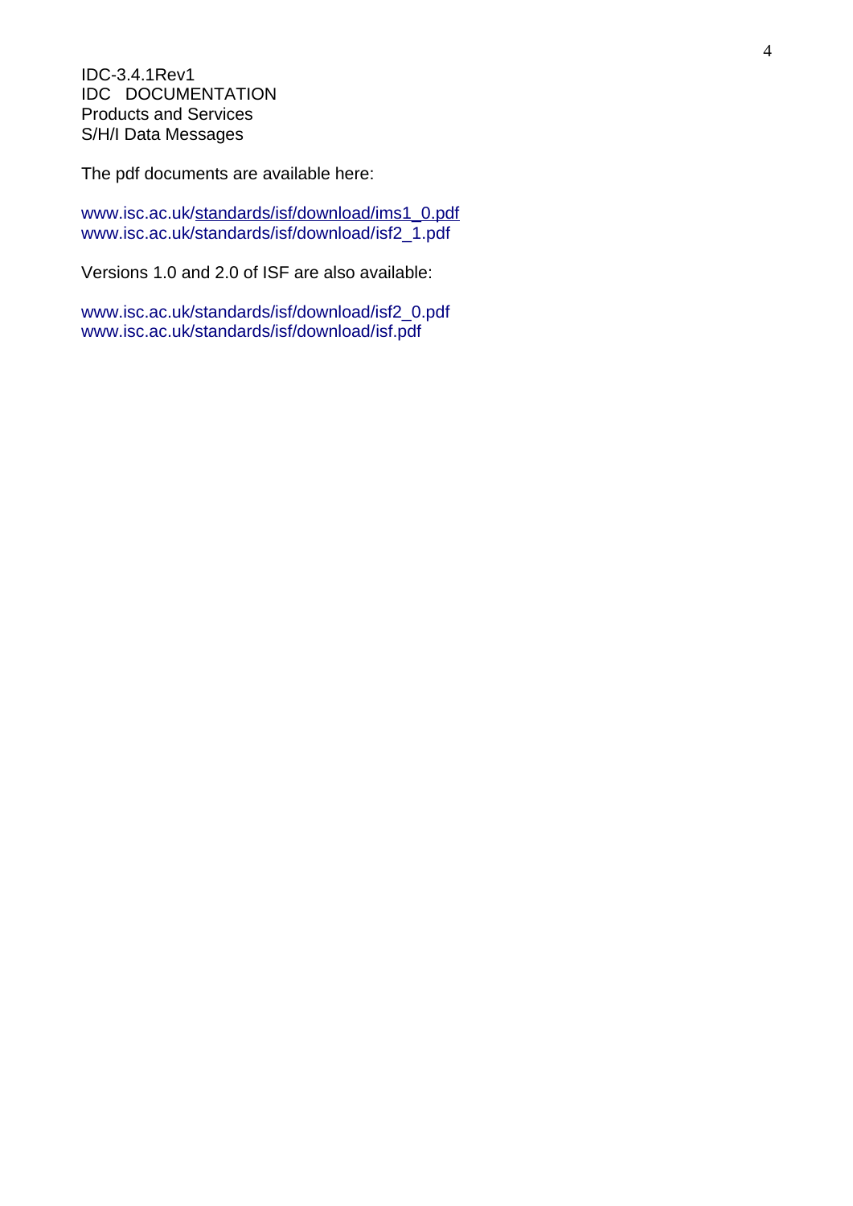IDC-3.4.1Rev1  
IDC DOCUMENTATION  
Products and Services  
S/H/I Data Messages

The pdf documents are available here:

www.isc.ac.uk/standards/isf/download/ims1_0.pdf  
www.isc.ac.uk/standards/isf/download/isf2_1.pdf

Versions 1.0 and 2.0 of ISF are also available:

www.isc.ac.uk/standards/isf/download/isf2_0.pdf  
www.isc.ac.uk/standards/isf/download/isf.pdf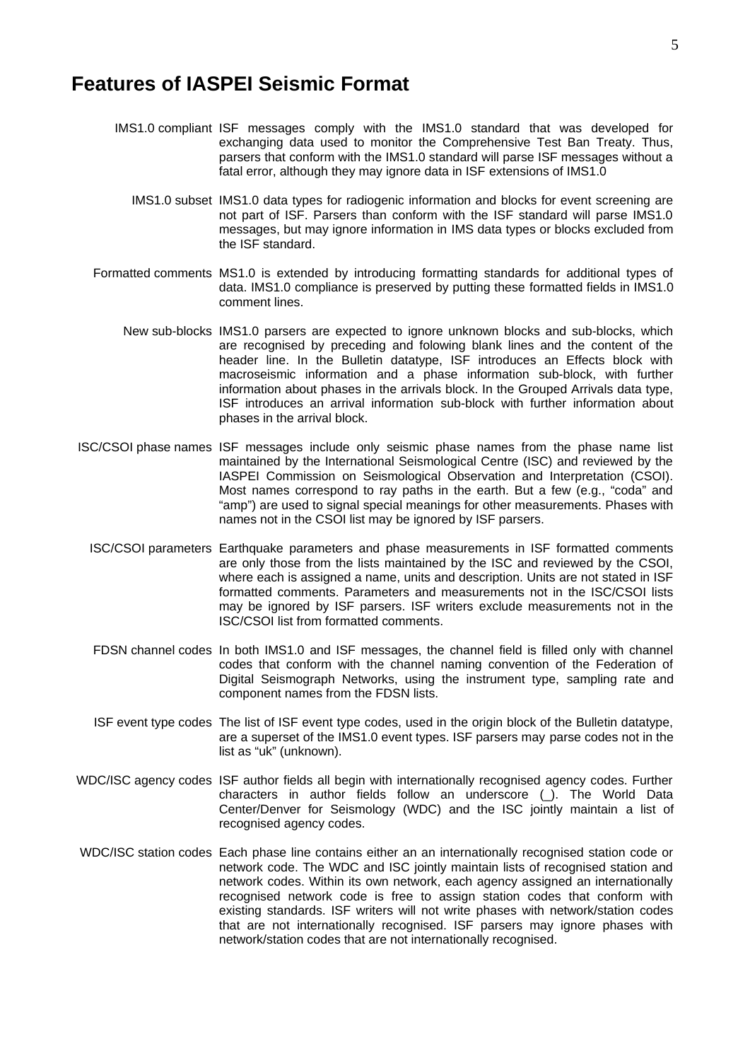# Features of IASPEI Seismic Format

**IMS1.0 compliant** ISF messages comply with the IMS1.0 standard that was developed for exchanging data used to monitor the Comprehensive Test Ban Treaty. Thus, parsers that conform with the IMS1.0 standard will parse ISF messages without a fatal error, although they may ignore data in ISF extensions of IMS1.0

**IMS1.0 subset** IMS1.0 data types for radiogenic information and blocks for event screening are not part of ISF. Parsers than conform with the ISF standard will parse IMS1.0 messages, but may ignore information in IMS data types or blocks excluded from the ISF standard.

**Formatted comments** MS1.0 is extended by introducing formatting standards for additional types of data. IMS1.0 compliance is preserved by putting these formatted fields in IMS1.0 comment lines.

**New sub-blocks** IMS1.0 parsers are expected to ignore unknown blocks and sub-blocks, which are recognised by preceding and folowing blank lines and the content of the header line. In the Bulletin datatype, ISF introduces an Effects block with macroseismic information and a phase information sub-block, with further information about phases in the arrivals block. In the Grouped Arrivals data type, ISF introduces an arrival information sub-block with further information about phases in the arrival block.

**ISC/CSOI phase names** ISF messages include only seismic phase names from the phase name list maintained by the International Seismological Centre (ISC) and reviewed by the IASPEI Commission on Seismological Observation and Interpretation (CSOI). Most names correspond to ray paths in the earth. But a few (e.g., “coda” and “amp”) are used to signal special meanings for other measurements. Phases with names not in the CSOI list may be ignored by ISF parsers.

**ISC/CSOI parameters** Earthquake parameters and phase measurements in ISF formatted comments are only those from the lists maintained by the ISC and reviewed by the CSOI, where each is assigned a name, units and description. Units are not stated in ISF formatted comments. Parameters and measurements not in the ISC/CSOI lists may be ignored by ISF parsers. ISF writers exclude measurements not in the ISC/CSOI list from formatted comments.

**FDSN channel codes** In both IMS1.0 and ISF messages, the channel field is filled only with channel codes that conform with the channel naming convention of the Federation of Digital Seismograph Networks, using the instrument type, sampling rate and component names from the FDSN lists.

**ISF event type codes** The list of ISF event type codes, used in the origin block of the Bulletin datatype, are a superset of the IMS1.0 event types. ISF parsers may parse codes not in the list as “uk” (unknown).

**WDC/ISC agency codes** ISF author fields all begin with internationally recognised agency codes. Further characters in author fields follow an underscore (_). The World Data Center/Denver for Seismology (WDC) and the ISC jointly maintain a list of recognised agency codes.

**WDC/ISC station codes** Each phase line contains either an an internationally recognised station code or network code. The WDC and ISC jointly maintain lists of recognised station and network codes. Within its own network, each agency assigned an internationally recognised network code is free to assign station codes that conform with existing standards. ISF writers will not write phases with network/station codes that are not internationally recognised. ISF parsers may ignore phases with network/station codes that are not internationally recognised.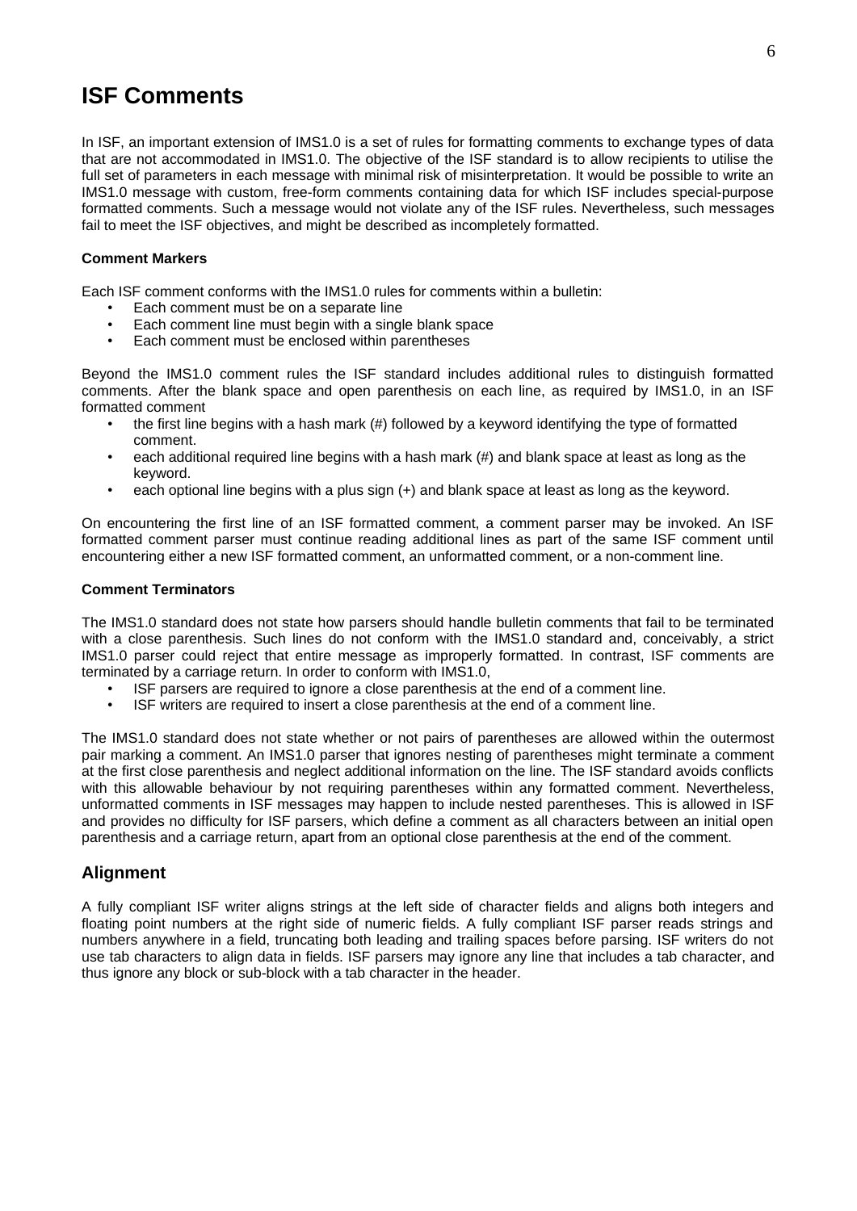# ISF Comments

In ISF, an important extension of IMS1.0 is a set of rules for formatting comments to exchange types of data that are not accommodated in IMS1.0. The objective of the ISF standard is to allow recipients to utilise the full set of parameters in each message with minimal risk of misinterpretation. It would be possible to write an IMS1.0 message with custom, free-form comments containing data for which ISF includes special-purpose formatted comments. Such a message would not violate any of the ISF rules. Nevertheless, such messages fail to meet the ISF objectives, and might be described as incompletely formatted.

#### Comment Markers

Each ISF comment conforms with the IMS1.0 rules for comments within a bulletin:

- Each comment must be on a separate line
- Each comment line must begin with a single blank space
- Each comment must be enclosed within parentheses

Beyond the IMS1.0 comment rules the ISF standard includes additional rules to distinguish formatted comments. After the blank space and open parenthesis on each line, as required by IMS1.0, in an ISF formatted comment

- the first line begins with a hash mark (#) followed by a keyword identifying the type of formatted comment.
- each additional required line begins with a hash mark (#) and blank space at least as long as the keyword.
- each optional line begins with a plus sign (+) and blank space at least as long as the keyword.

On encountering the first line of an ISF formatted comment, a comment parser may be invoked. An ISF formatted comment parser must continue reading additional lines as part of the same ISF comment until encountering either a new ISF formatted comment, an unformatted comment, or a non-comment line.

#### Comment Terminators

The IMS1.0 standard does not state how parsers should handle bulletin comments that fail to be terminated with a close parenthesis. Such lines do not conform with the IMS1.0 standard and, conceivably, a strict IMS1.0 parser could reject that entire message as improperly formatted. In contrast, ISF comments are terminated by a carriage return. In order to conform with IMS1.0,

- ISF parsers are required to ignore a close parenthesis at the end of a comment line.
- ISF writers are required to insert a close parenthesis at the end of a comment line.

The IMS1.0 standard does not state whether or not pairs of parentheses are allowed within the outermost pair marking a comment. An IMS1.0 parser that ignores nesting of parentheses might terminate a comment at the first close parenthesis and neglect additional information on the line. The ISF standard avoids conflicts with this allowable behaviour by not requiring parentheses within any formatted comment. Nevertheless, unformatted comments in ISF messages may happen to include nested parentheses. This is allowed in ISF and provides no difficulty for ISF parsers, which define a comment as all characters between an initial open parenthesis and a carriage return, apart from an optional close parenthesis at the end of the comment.

## Alignment

A fully compliant ISF writer aligns strings at the left side of character fields and aligns both integers and floating point numbers at the right side of numeric fields. A fully compliant ISF parser reads strings and numbers anywhere in a field, truncating both leading and trailing spaces before parsing. ISF writers do not use tab characters to align data in fields. ISF parsers may ignore any line that includes a tab character, and thus ignore any block or sub-block with a tab character in the header.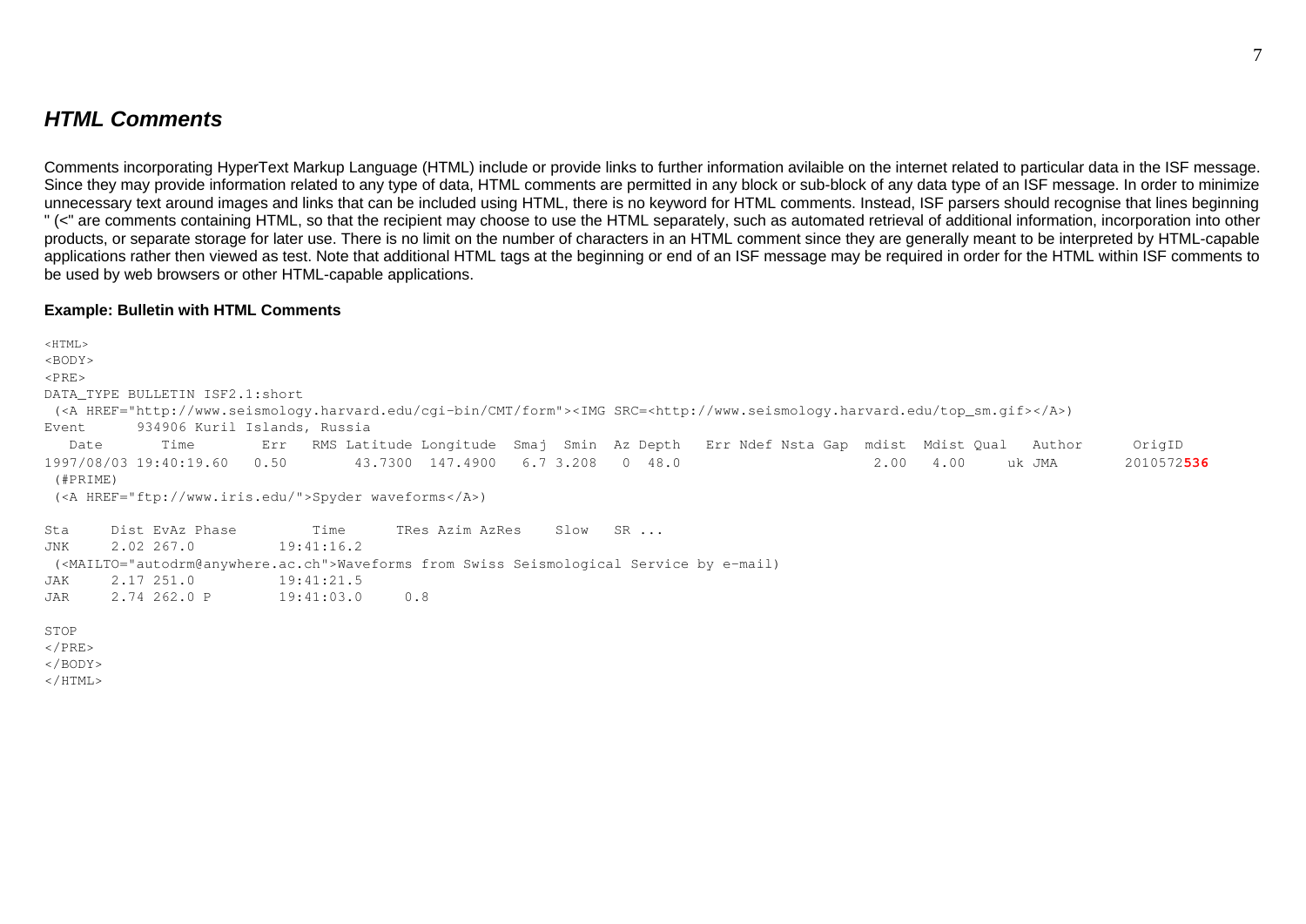## *HTML Comments*

Comments incorporating HyperText Markup Language (HTML) include or provide links to further information avilaible on the internet related to particular data in the ISF message. Since they may provide information related to any type of data, HTML comments are permitted in any block or sub-block of any data type of an ISF message. In order to minimize unnecessary text around images and links that can be included using HTML, there is no keyword for HTML comments. Instead, ISF parsers should recognise that lines beginning " (<" are comments containing HTML, so that the recipient may choose to use the HTML separately, such as automated retrieval of additional information, incorporation into other products, or separate storage for later use. There is no limit on the number of characters in an HTML comment since they are generally meant to be interpreted by HTML-capable applications rather then viewed as test. Note that additional HTML tags at the beginning or end of an ISF message may be required in order for the HTML within ISF comments to be used by web browsers or other HTML-capable applications.

**Example: Bulletin with HTML Comments**

```
<HTML>
<BODY>
<PRE>
DATA_TYPE BULLETIN ISF2.1:short
 (<A HREF="http://www.seismology.harvard.edu/cgi-bin/CMT/form"><IMG SRC=<http://www.seismology.harvard.edu/top_sm.gif></A>)
Event      934906 Kuril Islands, Russia
   Date       Time        Err   RMS Latitude Longitude  Smaj  Smin  Az Depth   Err Ndef Nsta Gap  mdist  Mdist Qual   Author      OrigID
1997/08/03 19:40:19.60   0.50        43.7300  147.4900   6.7 3.208   0  48.0                       2.00   4.00     uk JMA       2010572536
 (#PRIME)
 (<A HREF="ftp://www.iris.edu/">Spyder waveforms</A>)

Sta     Dist EvAz Phase         Time      TRes Azim AzRes    Slow   SR ...
JNK     2.02 267.0          19:41:16.2
 (<MAILTO="autodrm@anywhere.ac.ch">Waveforms from Swiss Seismological Service by e-mail)
JAK     2.17 251.0          19:41:21.5
JAR     2.74 262.0 P        19:41:03.0     0.8

STOP
</PRE>
</BODY>
</HTML>
```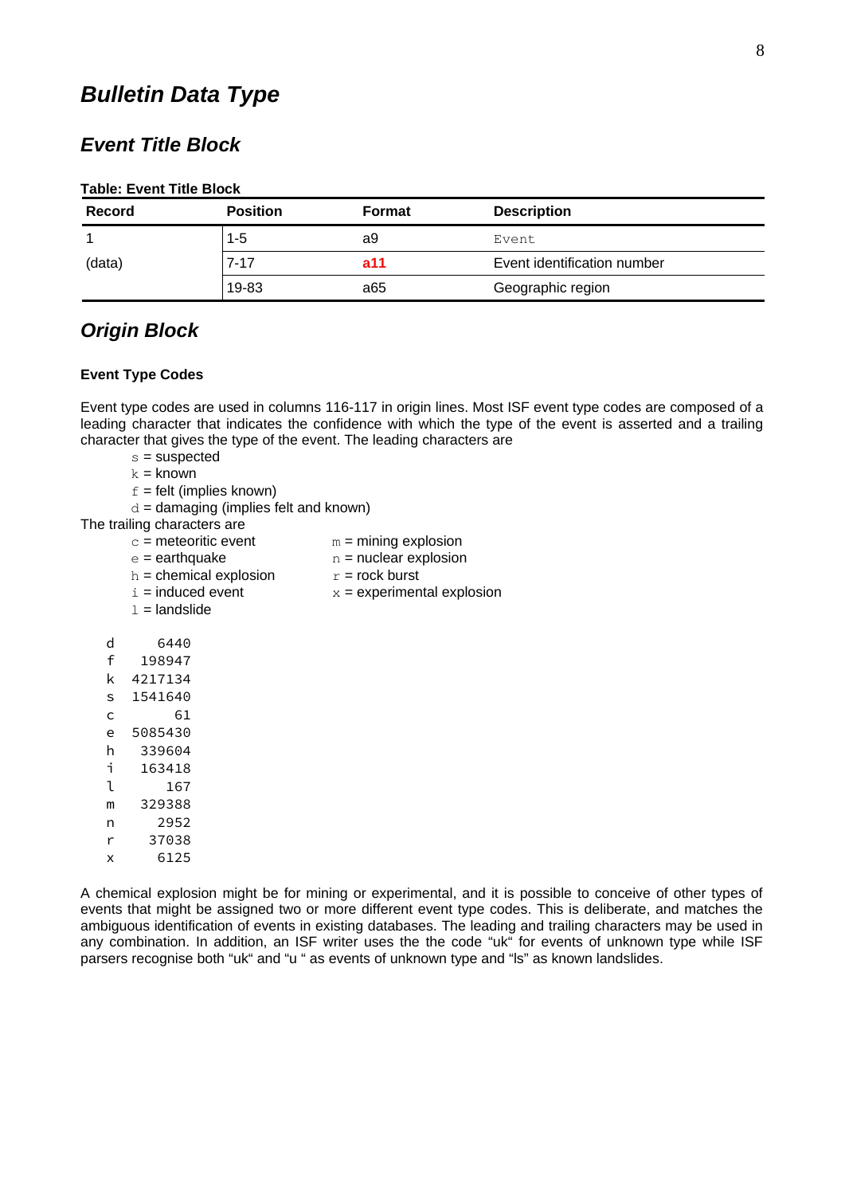# Bulletin Data Type

## Event Title Block

**Table: Event Title Block**

| Record | Position | Format | Description |
|---|---|---|---|
| 1 | 1-5 | a9 | `Event` |
| (data) | 7-17 | **a11** | Event identification number |
| | 19-83 | a65 | Geographic region |

## Origin Block

**Event Type Codes**

Event type codes are used in columns 116-117 in origin lines. Most ISF event type codes are composed of a leading character that indicates the confidence with which the type of the event is asserted and a trailing character that gives the type of the event. The leading characters are

- `s` = suspected
- `k` = known
- `f` = felt (implies known)
- `d` = damaging (implies felt and known)

The trailing characters are

- `c` = meteoritic event
- `e` = earthquake
- `h` = chemical explosion
- `i` = induced event
- `l` = landslide
- `m` = mining explosion
- `n` = nuclear explosion
- `r` = rock burst
- `x` = experimental explosion

```
d      6440
f    198947
k   4217134
s   1541640
c        61
e   5085430
h    339604
i    163418
l       167
m    329388
n      2952
r     37038
x      6125
```

A chemical explosion might be for mining or experimental, and it is possible to conceive of other types of events that might be assigned two or more different event type codes. This is deliberate, and matches the ambiguous identification of events in existing databases. The leading and trailing characters may be used in any combination. In addition, an ISF writer uses the the code "uk" for events of unknown type while ISF parsers recognise both "uk" and "u " as events of unknown type and "ls" as known landslides.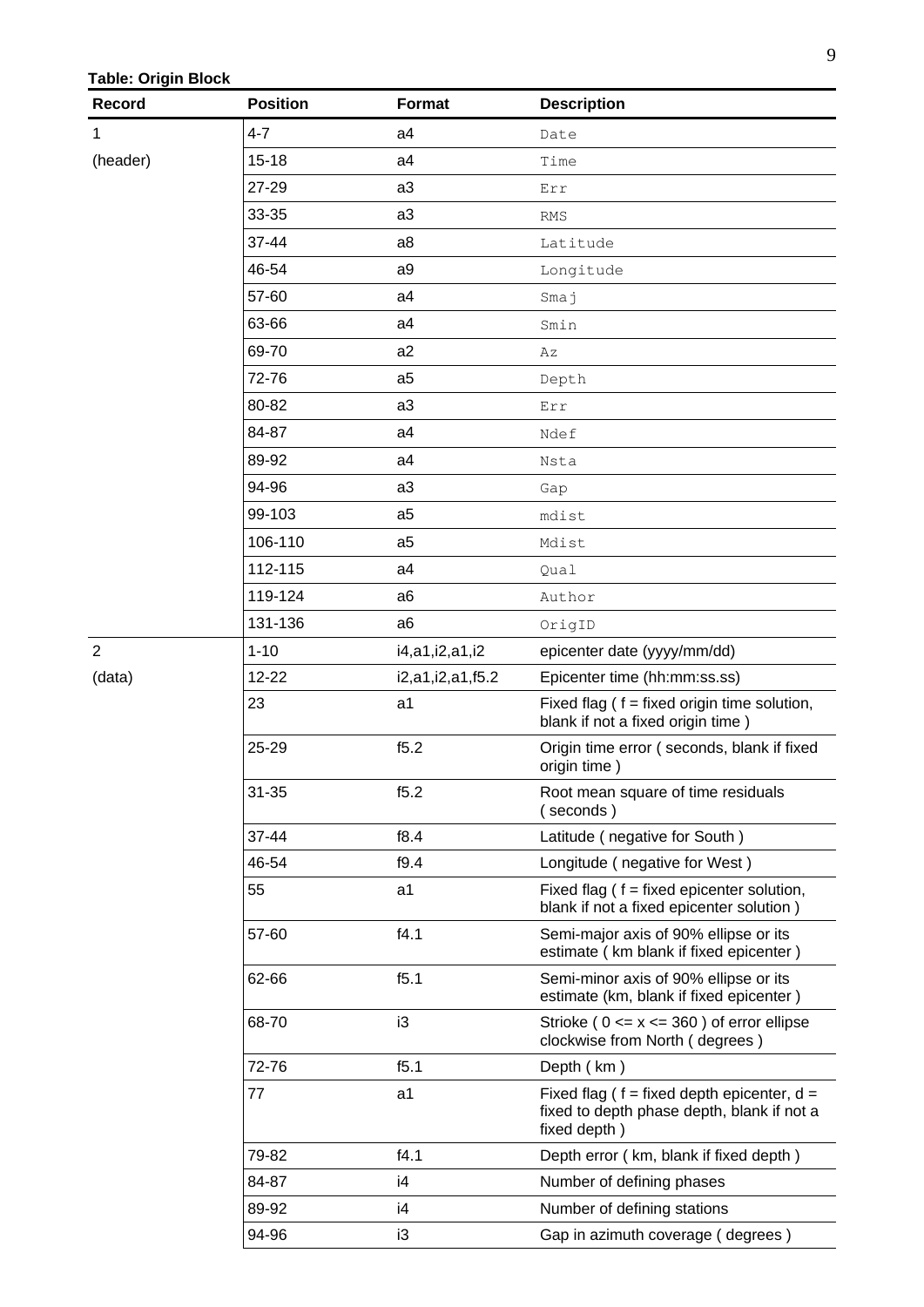**Table: Origin Block**

| Record | Position | Format | Description |
|---|---|---|---|
| 1 | 4-7 | a4 | Date |
| (header) | 15-18 | a4 | Time |
| | 27-29 | a3 | Err |
| | 33-35 | a3 | RMS |
| | 37-44 | a8 | Latitude |
| | 46-54 | a9 | Longitude |
| | 57-60 | a4 | Smaj |
| | 63-66 | a4 | Smin |
| | 69-70 | a2 | Az |
| | 72-76 | a5 | Depth |
| | 80-82 | a3 | Err |
| | 84-87 | a4 | Ndef |
| | 89-92 | a4 | Nsta |
| | 94-96 | a3 | Gap |
| | 99-103 | a5 | mdist |
| | 106-110 | a5 | Mdist |
| | 112-115 | a4 | Qual |
| | 119-124 | a6 | Author |
| | 131-136 | a6 | OrigID |
| 2 | 1-10 | i4,a1,i2,a1,i2 | epicenter date (yyyy/mm/dd) |
| (data) | 12-22 | i2,a1,i2,a1,f5.2 | Epicenter time (hh:mm:ss.ss) |
| | 23 | a1 | Fixed flag ( f = fixed origin time solution, blank if not a fixed origin time ) |
| | 25-29 | f5.2 | Origin time error ( seconds, blank if fixed origin time ) |
| | 31-35 | f5.2 | Root mean square of time residuals ( seconds ) |
| | 37-44 | f8.4 | Latitude ( negative for South ) |
| | 46-54 | f9.4 | Longitude ( negative for West ) |
| | 55 | a1 | Fixed flag ( f = fixed epicenter solution, blank if not a fixed epicenter solution ) |
| | 57-60 | f4.1 | Semi-major axis of 90% ellipse or its estimate ( km blank if fixed epicenter ) |
| | 62-66 | f5.1 | Semi-minor axis of 90% ellipse or its estimate (km, blank if fixed epicenter ) |
| | 68-70 | i3 | Strioke ( 0 <= x <= 360 ) of error ellipse clockwise from North ( degrees ) |
| | 72-76 | f5.1 | Depth ( km ) |
| | 77 | a1 | Fixed flag ( f = fixed depth epicenter, d = fixed to depth phase depth, blank if not a fixed depth ) |
| | 79-82 | f4.1 | Depth error ( km, blank if fixed depth ) |
| | 84-87 | i4 | Number of defining phases |
| | 89-92 | i4 | Number of defining stations |
| | 94-96 | i3 | Gap in azimuth coverage ( degrees ) |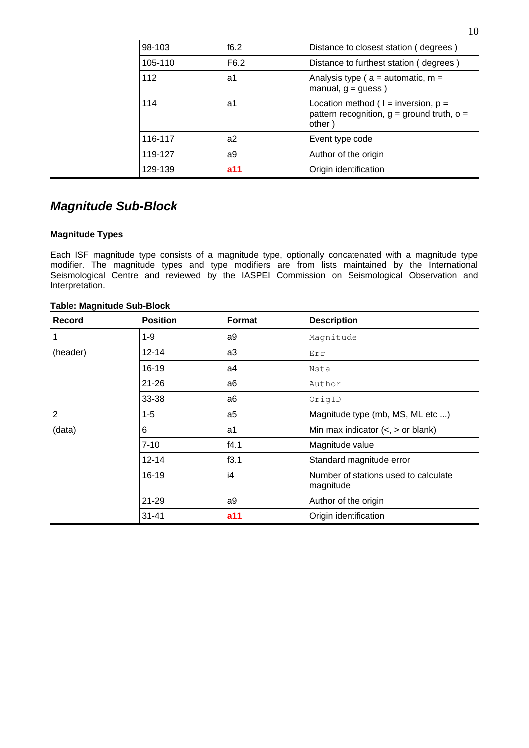| | | |
|---|---|---|
| 98-103 | f6.2 | Distance to closest station ( degrees ) |
| 105-110 | F6.2 | Distance to furthest station ( degrees ) |
| 112 | a1 | Analysis type ( a = automatic, m = manual, g = guess ) |
| 114 | a1 | Location method ( I = inversion, p = pattern recognition, g = ground truth, o = other ) |
| 116-117 | a2 | Event type code |
| 119-127 | a9 | Author of the origin |
| 129-139 | **a11** | Origin identification |

## *Magnitude Sub-Block*

**Magnitude Types**

Each ISF magnitude type consists of a magnitude type, optionally concatenated with a magnitude type modifier. The magnitude types and type modifiers are from lists maintained by the International Seismological Centre and reviewed by the IASPEI Commission on Seismological Observation and Interpretation.

**Table: Magnitude Sub-Block**

| Record | Position | Format | Description |
|---|---|---|---|
| 1 | 1-9 | a9 | `Magnitude` |
| (header) | 12-14 | a3 | `Err` |
| | 16-19 | a4 | `Nsta` |
| | 21-26 | a6 | `Author` |
| | 33-38 | a6 | `OrigID` |
| 2 | 1-5 | a5 | Magnitude type (mb, MS, ML etc ...) |
| (data) | 6 | a1 | Min max indicator (<, > or blank) |
| | 7-10 | f4.1 | Magnitude value |
| | 12-14 | f3.1 | Standard magnitude error |
| | 16-19 | i4 | Number of stations used to calculate magnitude |
| | 21-29 | a9 | Author of the origin |
| | 31-41 | **a11** | Origin identification |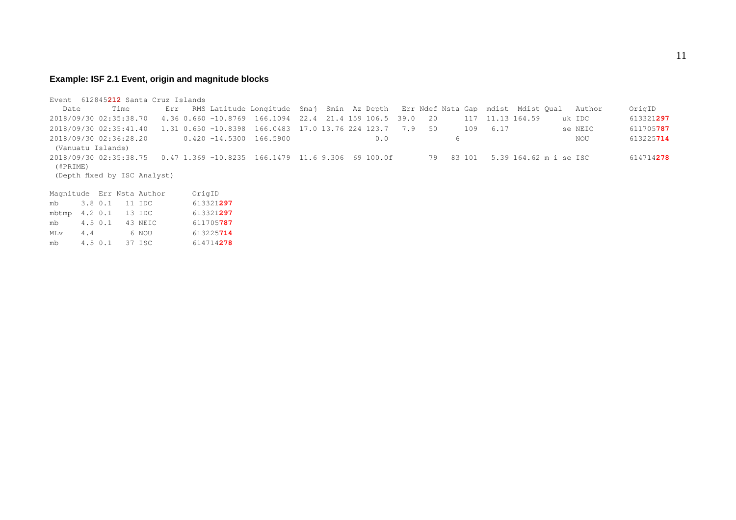**Example: ISF 2.1 Event, origin and magnitude blocks**

```
Event  612845212 Santa Cruz Islands
   Date       Time        Err   RMS Latitude Longitude  Smaj  Smin  Az Depth   Err Ndef Nsta Gap  mdist  Mdist Qual   Author      OrigID
2018/09/30 02:35:38.70   4.36 0.660 -10.8769  166.1094  22.4  21.4 159 106.5  39.0   20       117  11.13 164.59      uk IDC       613321297
2018/09/30 02:35:41.40   1.31 0.650 -10.8398  166.0483  17.0 13.76 224 123.7   7.9   50       109   6.17             se NEIC      611705787
2018/09/30 02:36:28.20        0.420 -14.5300  166.5900                   0.0              6                                NOU       613225714
 (Vanuatu Islands)
2018/09/30 02:35:38.75   0.47 1.369 -10.8235  166.1479  11.6 9.306  69 100.0f        79   83 101   5.39 164.62 m i se ISC        614714278
 (#PRIME)
 (Depth fixed by ISC Analyst)

Magnitude  Err Nsta Author      OrigID
mb     3.8 0.1   11 IDC         613321297
mbtmp  4.2 0.1   13 IDC         613321297
mb     4.5 0.1   43 NEIC        611705787
MLv    4.4        6 NOU         613225714
mb     4.5 0.1   37 ISC         614714278
```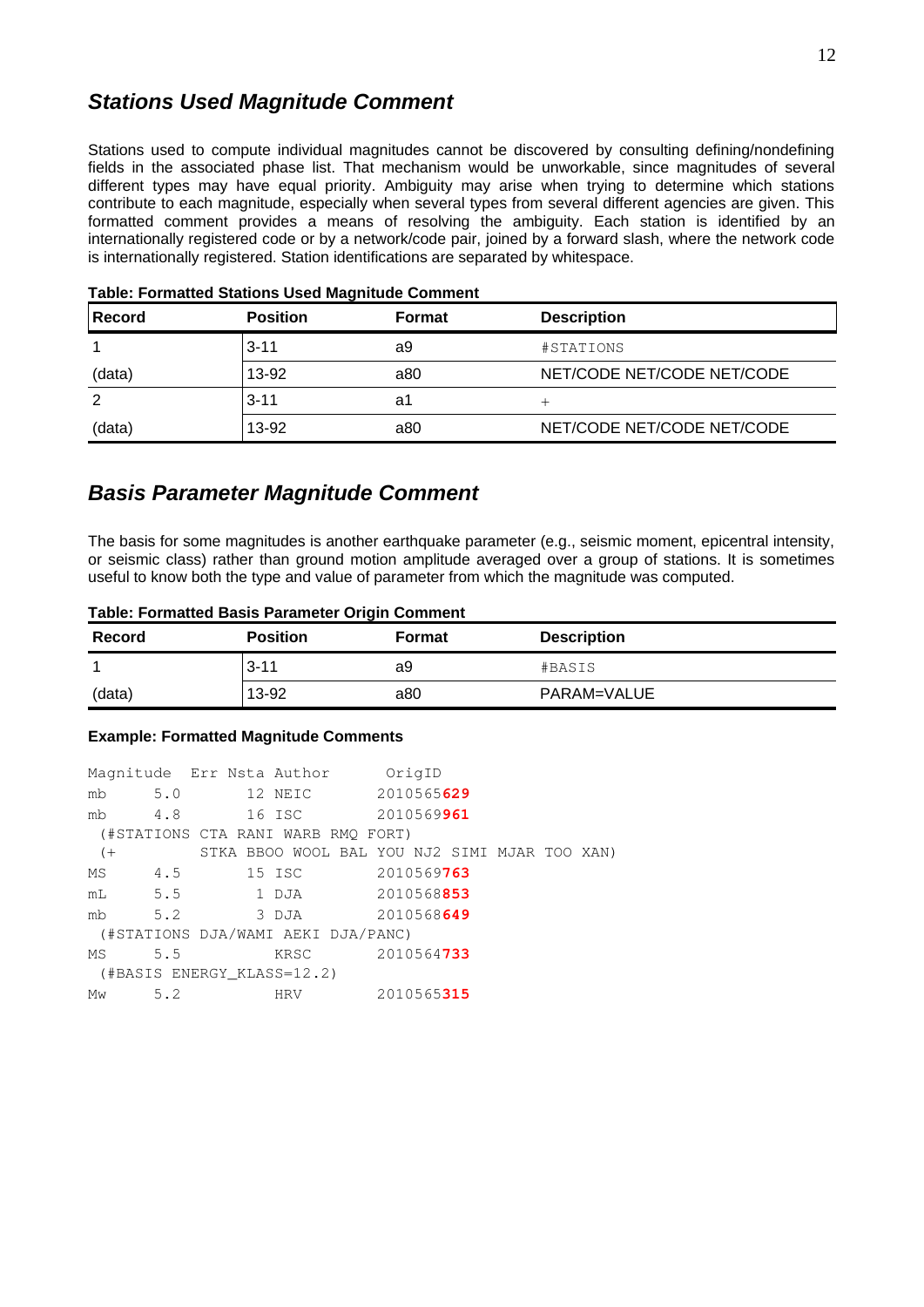## Stations Used Magnitude Comment

Stations used to compute individual magnitudes cannot be discovered by consulting defining/nondefining fields in the associated phase list. That mechanism would be unworkable, since magnitudes of several different types may have equal priority. Ambiguity may arise when trying to determine which stations contribute to each magnitude, especially when several types from several different agencies are given. This formatted comment provides a means of resolving the ambiguity. Each station is identified by an internationally registered code or by a network/code pair, joined by a forward slash, where the network code is internationally registered. Station identifications are separated by whitespace.

**Table: Formatted Stations Used Magnitude Comment**

| Record | Position | Format | Description |
|---|---|---|---|
| 1 | 3-11 | a9 | #STATIONS |
| (data) | 13-92 | a80 | NET/CODE NET/CODE NET/CODE |
| 2 | 3-11 | a1 | + |
| (data) | 13-92 | a80 | NET/CODE NET/CODE NET/CODE |

## Basis Parameter Magnitude Comment

The basis for some magnitudes is another earthquake parameter (e.g., seismic moment, epicentral intensity, or seismic class) rather than ground motion amplitude averaged over a group of stations. It is sometimes useful to know both the type and value of parameter from which the magnitude was computed.

**Table: Formatted Basis Parameter Origin Comment**

| Record | Position | Format | Description |
|---|---|---|---|
| 1 | 3-11 | a9 | #BASIS |
| (data) | 13-92 | a80 | PARAM=VALUE |

**Example: Formatted Magnitude Comments**

```
Magnitude  Err Nsta Author       OrigID
mb      5.0       12 NEIC       2010565629
mb      4.8       16 ISC        2010569961
 (#STATIONS CTA RANI WARB RMQ FORT)
 (+          STKA BBOO WOOL BAL YOU NJ2 SIMI MJAR TOO XAN)
MS      4.5       15 ISC        2010569763
mL      5.5        1 DJA        2010568853
mb      5.2        3 DJA        2010568649
 (#STATIONS DJA/WAMI AEKI DJA/PANC)
MS      5.5          KRSC       2010564733
 (#BASIS ENERGY_KLASS=12.2)
Mw      5.2          HRV        2010565315
```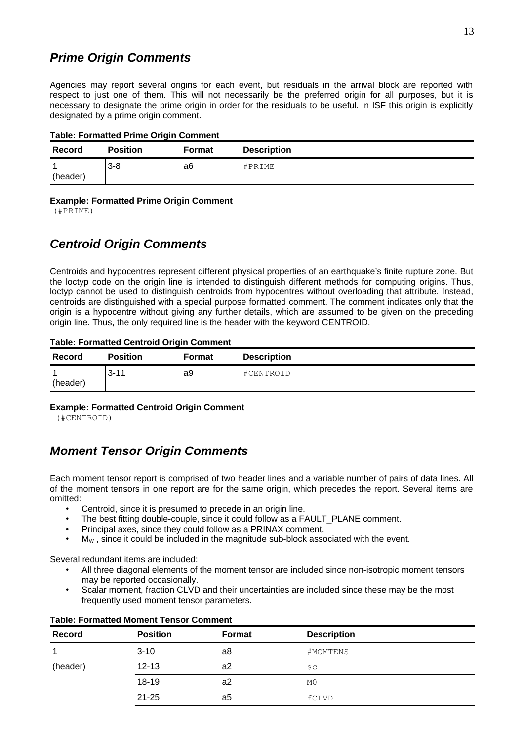## *Prime Origin Comments*

Agencies may report several origins for each event, but residuals in the arrival block are reported with respect to just one of them. This will not necessarily be the preferred origin for all purposes, but it is necessary to designate the prime origin in order for the residuals to be useful. In ISF this origin is explicitly designated by a prime origin comment.

**Table: Formatted Prime Origin Comment**

| Record | Position | Format | Description |
|---|---|---|---|
| 1 (header) | 3-8 | a6 | `#PRIME` |

**Example: Formatted Prime Origin Comment**

```
 (#PRIME)
```

## *Centroid Origin Comments*

Centroids and hypocentres represent different physical properties of an earthquake's finite rupture zone. But the loctyp code on the origin line is intended to distinguish different methods for computing origins. Thus, loctyp cannot be used to distinguish centroids from hypocentres without overloading that attribute. Instead, centroids are distinguished with a special purpose formatted comment. The comment indicates only that the origin is a hypocentre without giving any further details, which are assumed to be given on the preceding origin line. Thus, the only required line is the header with the keyword CENTROID.

**Table: Formatted Centroid Origin Comment**

| Record | Position | Format | Description |
|---|---|---|---|
| 1 (header) | 3-11 | a9 | `#CENTROID` |

**Example: Formatted Centroid Origin Comment**

```
 (#CENTROID)
```

## *Moment Tensor Origin Comments*

Each moment tensor report is comprised of two header lines and a variable number of pairs of data lines. All of the moment tensors in one report are for the same origin, which precedes the report. Several items are omitted:

- Centroid, since it is presumed to precede in an origin line.
- The best fitting double-couple, since it could follow as a FAULT_PLANE comment.
- Principal axes, since they could follow as a PRINAX comment.
- $M_W$ , since it could be included in the magnitude sub-block associated with the event.

Several redundant items are included:

- All three diagonal elements of the moment tensor are included since non-isotropic moment tensors may be reported occasionally.
- Scalar moment, fraction CLVD and their uncertainties are included since these may be the most frequently used moment tensor parameters.

**Table: Formatted Moment Tensor Comment**

| Record | Position | Format | Description |
|---|---|---|---|
| 1 | 3-10 | a8 | `#MOMTENS` |
| (header) | 12-13 | a2 | `sc` |
| | 18-19 | a2 | `M0` |
| | 21-25 | a5 | `fCLVD` |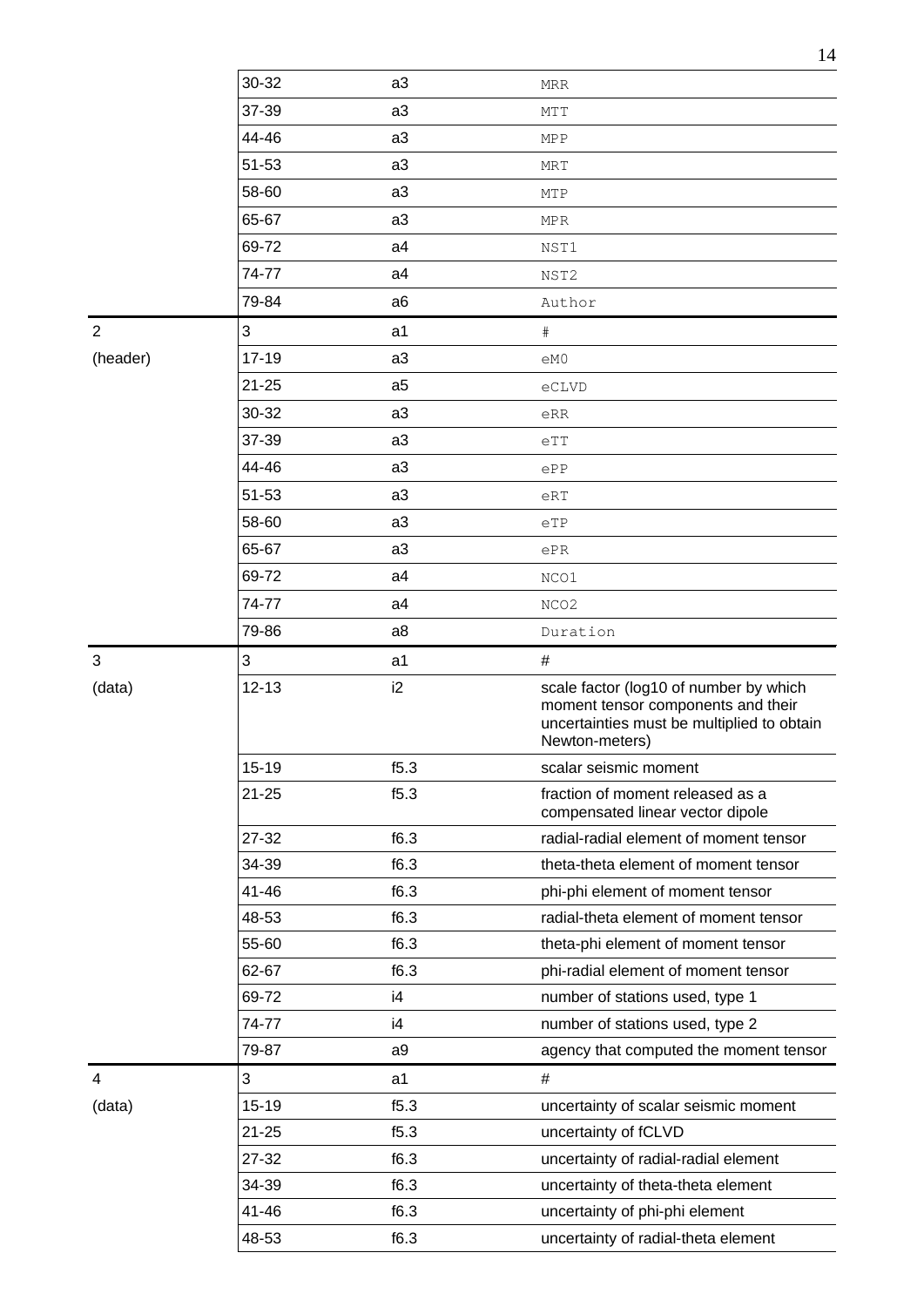| | | | |
|---|---|---|---|
| | 30-32 | a3 | MRR |
| | 37-39 | a3 | MTT |
| | 44-46 | a3 | MPP |
| | 51-53 | a3 | MRT |
| | 58-60 | a3 | MTP |
| | 65-67 | a3 | MPR |
| | 69-72 | a4 | NST1 |
| | 74-77 | a4 | NST2 |
| | 79-84 | a6 | Author |
| 2 | 3 | a1 | # |
| (header) | 17-19 | a3 | eM0 |
| | 21-25 | a5 | eCLVD |
| | 30-32 | a3 | eRR |
| | 37-39 | a3 | eTT |
| | 44-46 | a3 | ePP |
| | 51-53 | a3 | eRT |
| | 58-60 | a3 | eTP |
| | 65-67 | a3 | ePR |
| | 69-72 | a4 | NCO1 |
| | 74-77 | a4 | NCO2 |
| | 79-86 | a8 | Duration |
| 3 | 3 | a1 | # |
| (data) | 12-13 | i2 | scale factor (log10 of number by which moment tensor components and their uncertainties must be multiplied to obtain Newton-meters) |
| | 15-19 | f5.3 | scalar seismic moment |
| | 21-25 | f5.3 | fraction of moment released as a compensated linear vector dipole |
| | 27-32 | f6.3 | radial-radial element of moment tensor |
| | 34-39 | f6.3 | theta-theta element of moment tensor |
| | 41-46 | f6.3 | phi-phi element of moment tensor |
| | 48-53 | f6.3 | radial-theta element of moment tensor |
| | 55-60 | f6.3 | theta-phi element of moment tensor |
| | 62-67 | f6.3 | phi-radial element of moment tensor |
| | 69-72 | i4 | number of stations used, type 1 |
| | 74-77 | i4 | number of stations used, type 2 |
| | 79-87 | a9 | agency that computed the moment tensor |
| 4 | 3 | a1 | # |
| (data) | 15-19 | f5.3 | uncertainty of scalar seismic moment |
| | 21-25 | f5.3 | uncertainty of fCLVD |
| | 27-32 | f6.3 | uncertainty of radial-radial element |
| | 34-39 | f6.3 | uncertainty of theta-theta element |
| | 41-46 | f6.3 | uncertainty of phi-phi element |
| | 48-53 | f6.3 | uncertainty of radial-theta element |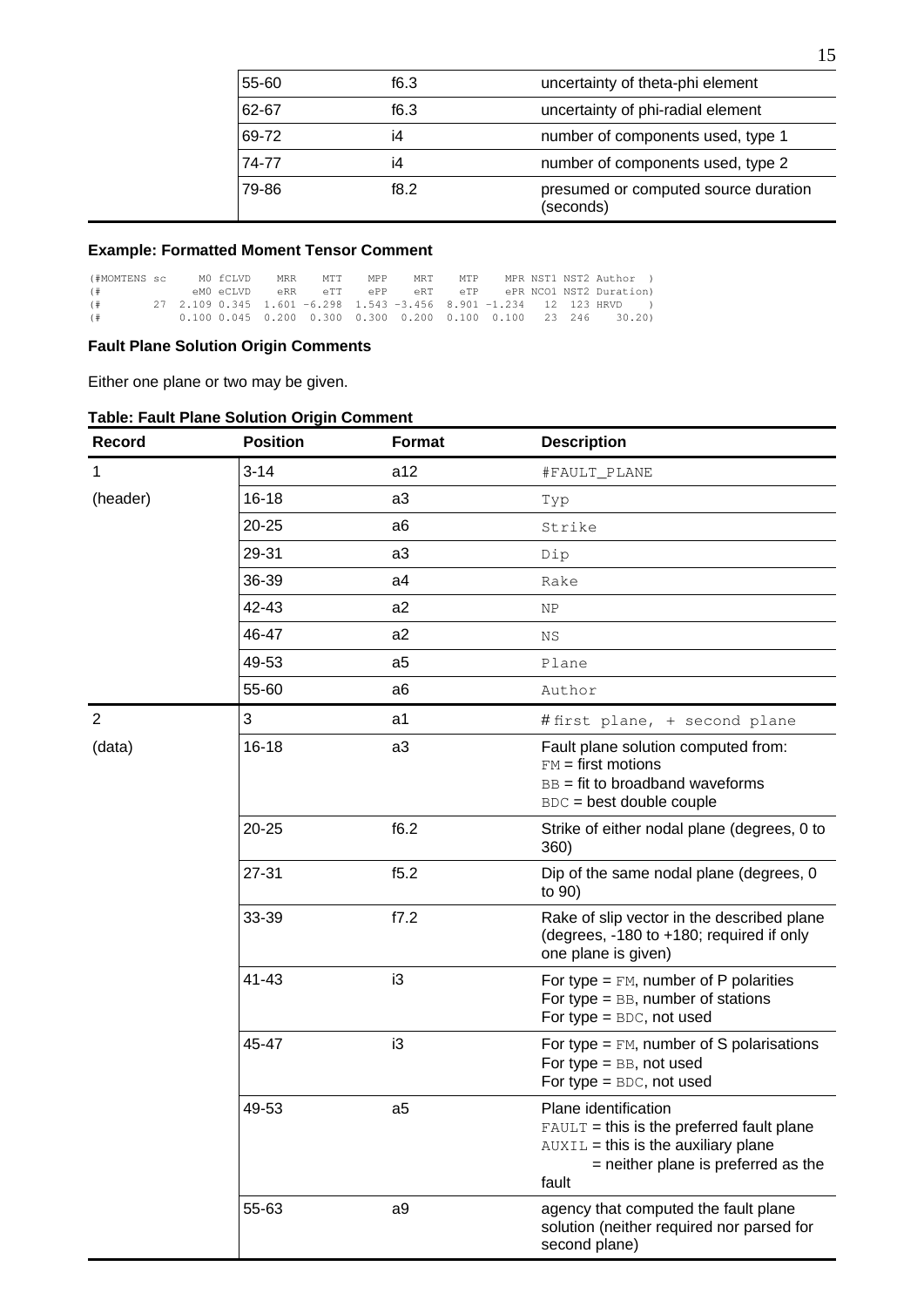| | | |
|---|---|---|
| 55-60 | f6.3 | uncertainty of theta-phi element |
| 62-67 | f6.3 | uncertainty of phi-radial element |
| 69-72 | i4 | number of components used, type 1 |
| 74-77 | i4 | number of components used, type 2 |
| 79-86 | f8.2 | presumed or computed source duration (seconds) |

**Example: Formatted Moment Tensor Comment**

```
(#MOMTENS sc    M0 fCLVD    MRR    MTT    MPP    MRT    MTP    MPR NST1 NST2 Author  )
(#             eM0 eCLVD    eRR    eTT    ePP    eRT    eTP    ePR NCO1 NST2 Duration)
(#        27 2.109 0.345  1.601 -6.298  1.543 -3.456  8.901 -1.234   12  123 HRVD     )
(#           0.100 0.045  0.200  0.300  0.300  0.200  0.100  0.100   23  246    30.20)
```

**Fault Plane Solution Origin Comments**

Either one plane or two may be given.

**Table: Fault Plane Solution Origin Comment**

| Record | Position | Format | Description |
|---|---|---|---|
| 1 | 3-14 | a12 | `#FAULT_PLANE` |
| (header) | 16-18 | a3 | `Typ` |
| | 20-25 | a6 | `Strike` |
| | 29-31 | a3 | `Dip` |
| | 36-39 | a4 | `Rake` |
| | 42-43 | a2 | `NP` |
| | 46-47 | a2 | `NS` |
| | 49-53 | a5 | `Plane` |
| | 55-60 | a6 | `Author` |
| 2 | 3 | a1 | `#` first plane, `+` second plane |
| (data) | 16-18 | a3 | Fault plane solution computed from:<br>`FM` = first motions<br>`BB` = fit to broadband waveforms<br>`BDC` = best double couple |
| | 20-25 | f6.2 | Strike of either nodal plane (degrees, 0 to 360) |
| | 27-31 | f5.2 | Dip of the same nodal plane (degrees, 0 to 90) |
| | 33-39 | f7.2 | Rake of slip vector in the described plane (degrees, -180 to +180; required if only one plane is given) |
| | 41-43 | i3 | For type = `FM`, number of P polarities<br>For type = `BB`, number of stations<br>For type = `BDC`, not used |
| | 45-47 | i3 | For type = `FM`, number of S polarisations<br>For type = `BB`, not used<br>For type = `BDC`, not used |
| | 49-53 | a5 | Plane identification<br>`FAULT` = this is the preferred fault plane<br>`AUXIL` = this is the auxiliary plane<br>= neither plane is preferred as the fault |
| | 55-63 | a9 | agency that computed the fault plane solution (neither required nor parsed for second plane) |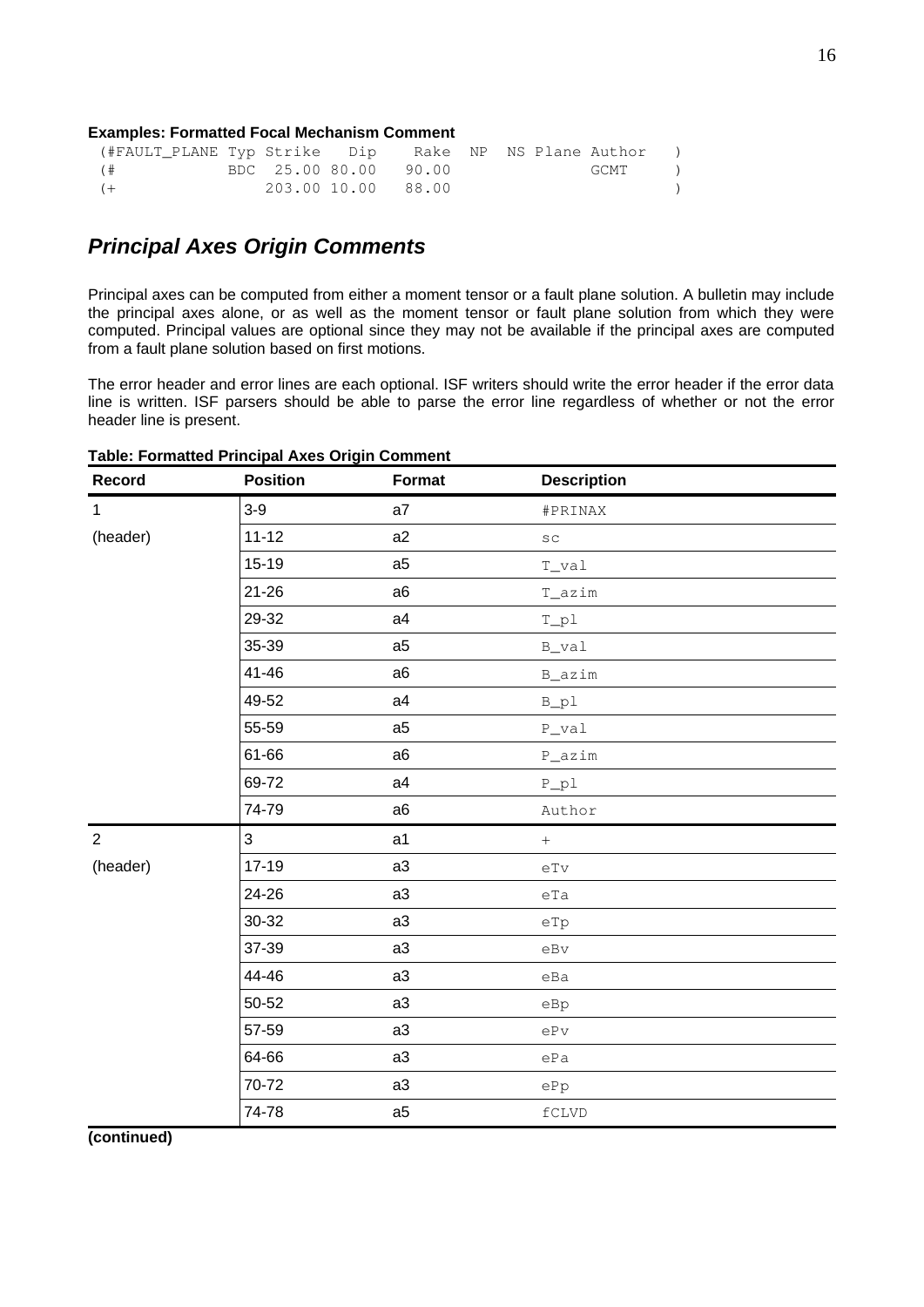**Examples: Formatted Focal Mechanism Comment**

```
 (#FAULT_PLANE Typ Strike   Dip    Rake  NP  NS Plane Author   )
 (#           BDC  25.00 80.00   90.00              GCMT     )
 (+              203.00 10.00   88.00                        )
```

## *Principal Axes Origin Comments*

Principal axes can be computed from either a moment tensor or a fault plane solution. A bulletin may include the principal axes alone, or as well as the moment tensor or fault plane solution from which they were computed. Principal values are optional since they may not be available if the principal axes are computed from a fault plane solution based on first motions.

The error header and error lines are each optional. ISF writers should write the error header if the error data line is written. ISF parsers should be able to parse the error line regardless of whether or not the error header line is present.

**Table: Formatted Principal Axes Origin Comment**

| Record | Position | Format | Description |
|---|---|---|---|
| 1 | 3-9 | a7 | #PRINAX |
| (header) | 11-12 | a2 | sc |
| | 15-19 | a5 | T_val |
| | 21-26 | a6 | T_azim |
| | 29-32 | a4 | T_pl |
| | 35-39 | a5 | B_val |
| | 41-46 | a6 | B_azim |
| | 49-52 | a4 | B_pl |
| | 55-59 | a5 | P_val |
| | 61-66 | a6 | P_azim |
| | 69-72 | a4 | P_pl |
| | 74-79 | a6 | Author |
| 2 | 3 | a1 | + |
| (header) | 17-19 | a3 | eTv |
| | 24-26 | a3 | eTa |
| | 30-32 | a3 | eTp |
| | 37-39 | a3 | eBv |
| | 44-46 | a3 | eBa |
| | 50-52 | a3 | eBp |
| | 57-59 | a3 | ePv |
| | 64-66 | a3 | ePa |
| | 70-72 | a3 | ePp |
| | 74-78 | a5 | fCLVD |

**(continued)**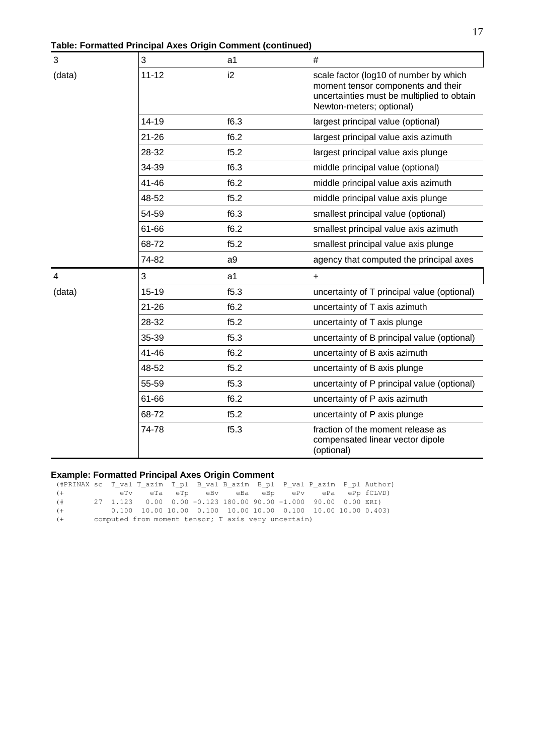**Table: Formatted Principal Axes Origin Comment (continued)**

| | | | |
|---|---|---|---|
| 3 | 3 | a1 | # |
| (data) | 11-12 | i2 | scale factor (log10 of number by which moment tensor components and their uncertainties must be multiplied to obtain Newton-meters; optional) |
| | 14-19 | f6.3 | largest principal value (optional) |
| | 21-26 | f6.2 | largest principal value axis azimuth |
| | 28-32 | f5.2 | largest principal value axis plunge |
| | 34-39 | f6.3 | middle principal value (optional) |
| | 41-46 | f6.2 | middle principal value axis azimuth |
| | 48-52 | f5.2 | middle principal value axis plunge |
| | 54-59 | f6.3 | smallest principal value (optional) |
| | 61-66 | f6.2 | smallest principal value axis azimuth |
| | 68-72 | f5.2 | smallest principal value axis plunge |
| | 74-82 | a9 | agency that computed the principal axes |
| 4 | 3 | a1 | + |
| (data) | 15-19 | f5.3 | uncertainty of T principal value (optional) |
| | 21-26 | f6.2 | uncertainty of T axis azimuth |
| | 28-32 | f5.2 | uncertainty of T axis plunge |
| | 35-39 | f5.3 | uncertainty of B principal value (optional) |
| | 41-46 | f6.2 | uncertainty of B axis azimuth |
| | 48-52 | f5.2 | uncertainty of B axis plunge |
| | 55-59 | f5.3 | uncertainty of P principal value (optional) |
| | 61-66 | f6.2 | uncertainty of P axis azimuth |
| | 68-72 | f5.2 | uncertainty of P axis plunge |
| | 74-78 | f5.3 | fraction of the moment release as compensated linear vector dipole (optional) |

**Example: Formatted Principal Axes Origin Comment**

```
(#PRINAX sc  T_val T_azim  T_pl  B_val B_azim  B_pl  P_val P_azim  P_pl Author)
(+           eTv    eTa   eTp    eBv    eBa   eBp    ePv    ePa   ePp fCLVD)
(#       27  1.123   0.00  0.00 -0.123 180.00 90.00 -1.000  90.00  0.00 ERI)
(+          0.100  10.00 10.00  0.100  10.00 10.00  0.100  10.00 10.00 0.403)
(+       computed from moment tensor; T axis very uncertain)
```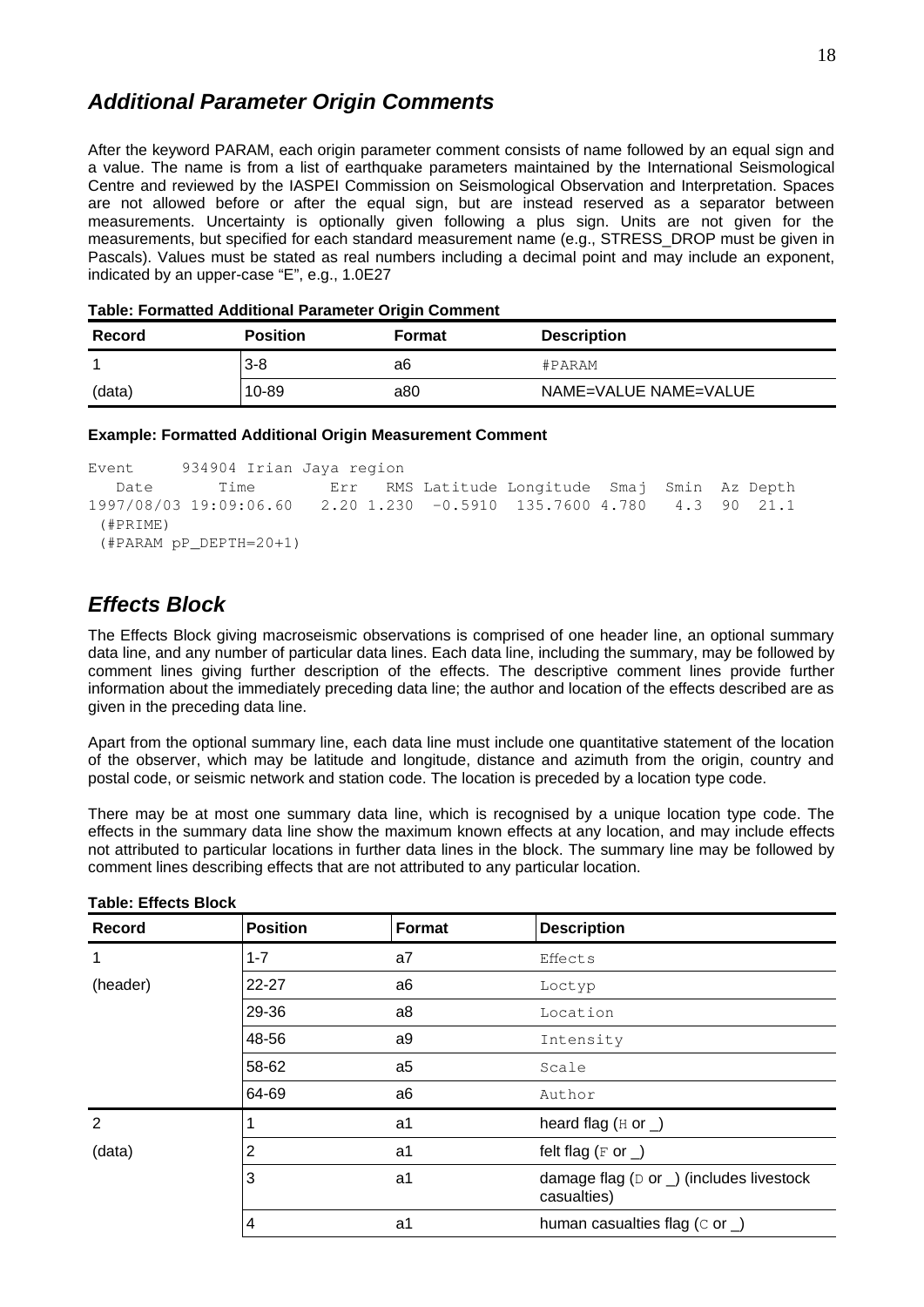## *Additional Parameter Origin Comments*

After the keyword PARAM, each origin parameter comment consists of name followed by an equal sign and a value. The name is from a list of earthquake parameters maintained by the International Seismological Centre and reviewed by the IASPEI Commission on Seismological Observation and Interpretation. Spaces are not allowed before or after the equal sign, but are instead reserved as a separator between measurements. Uncertainty is optionally given following a plus sign. Units are not given for the measurements, but specified for each standard measurement name (e.g., STRESS_DROP must be given in Pascals). Values must be stated as real numbers including a decimal point and may include an exponent, indicated by an upper-case "E", e.g., 1.0E27

**Table: Formatted Additional Parameter Origin Comment**

| Record | Position | Format | Description |
|---|---|---|---|
| 1 | 3-8 | a6 | #PARAM |
| (data) | 10-89 | a80 | NAME=VALUE NAME=VALUE |

**Example: Formatted Additional Origin Measurement Comment**

```
Event     934904 Irian Jaya region
   Date       Time        Err   RMS Latitude Longitude  Smaj  Smin  Az Depth
1997/08/03 19:09:06.60   2.20 1.230  -0.5910  135.7600 4.780   4.3  90  21.1
 (#PRIME)
 (#PARAM pP_DEPTH=20+1)
```

## *Effects Block*

The Effects Block giving macroseismic observations is comprised of one header line, an optional summary data line, and any number of particular data lines. Each data line, including the summary, may be followed by comment lines giving further description of the effects. The descriptive comment lines provide further information about the immediately preceding data line; the author and location of the effects described are as given in the preceding data line.

Apart from the optional summary line, each data line must include one quantitative statement of the location of the observer, which may be latitude and longitude, distance and azimuth from the origin, country and postal code, or seismic network and station code. The location is preceded by a location type code.

There may be at most one summary data line, which is recognised by a unique location type code. The effects in the summary data line show the maximum known effects at any location, and may include effects not attributed to particular locations in further data lines in the block. The summary line may be followed by comment lines describing effects that are not attributed to any particular location.

**Table: Effects Block**

| Record | Position | Format | Description |
|---|---|---|---|
| 1 | 1-7 | a7 | Effects |
| (header) | 22-27 | a6 | Loctyp |
| | 29-36 | a8 | Location |
| | 48-56 | a9 | Intensity |
| | 58-62 | a5 | Scale |
| | 64-69 | a6 | Author |
| 2 | 1 | a1 | heard flag (H or _) |
| (data) | 2 | a1 | felt flag (F or _) |
| | 3 | a1 | damage flag (D or _) (includes livestock casualties) |
| | 4 | a1 | human casualties flag (C or _) |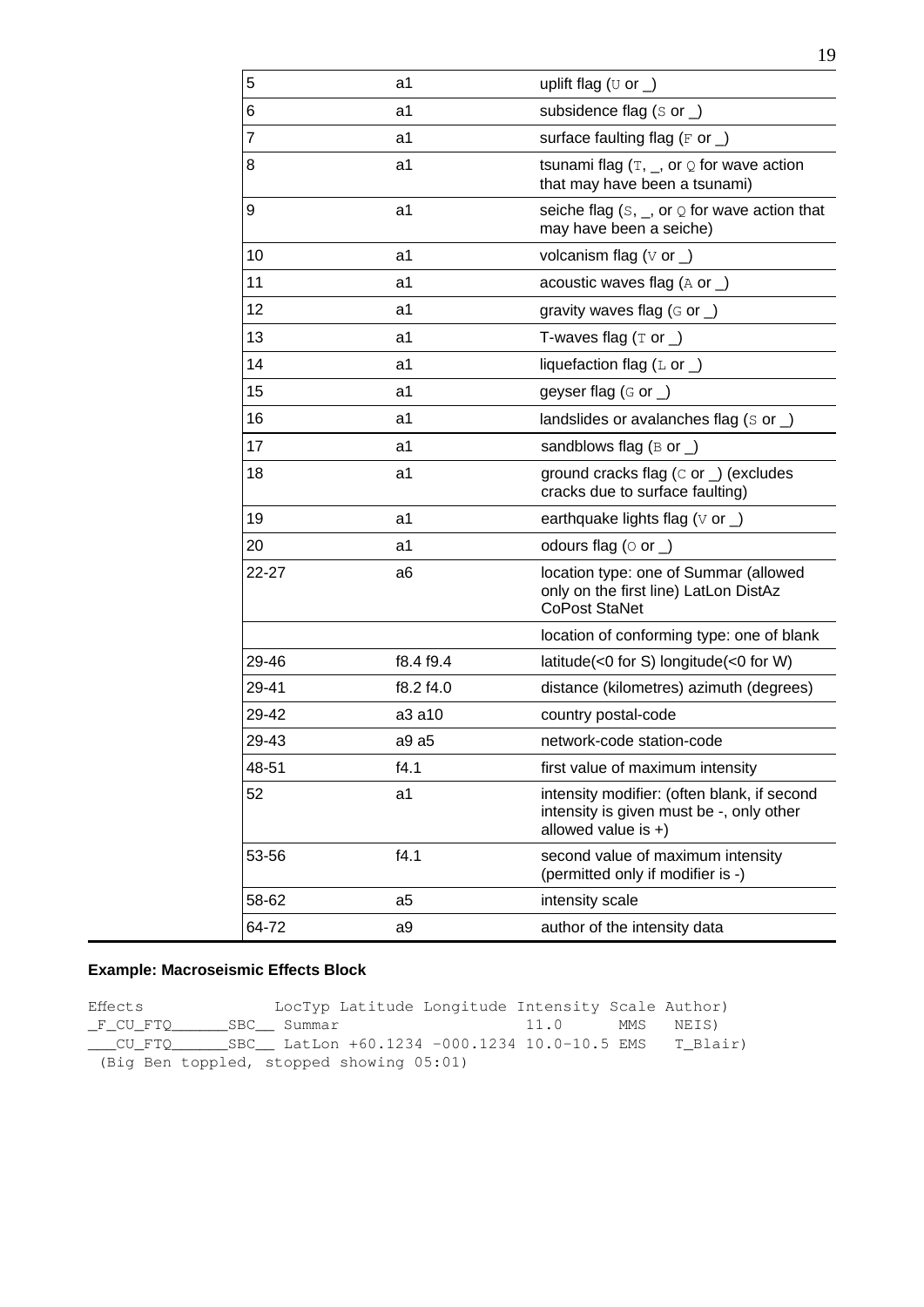| | | |
|---|---|---|
| 5 | a1 | uplift flag (U or _) |
| 6 | a1 | subsidence flag (S or _) |
| 7 | a1 | surface faulting flag (F or _) |
| 8 | a1 | tsunami flag (T, _, or Q for wave action that may have been a tsunami) |
| 9 | a1 | seiche flag (S, _, or Q for wave action that may have been a seiche) |
| 10 | a1 | volcanism flag (V or _) |
| 11 | a1 | acoustic waves flag (A or _) |
| 12 | a1 | gravity waves flag (G or _) |
| 13 | a1 | T-waves flag (T or _) |
| 14 | a1 | liquefaction flag (L or _) |
| 15 | a1 | geyser flag (G or _) |
| 16 | a1 | landslides or avalanches flag (S or _) |
| 17 | a1 | sandblows flag (B or _) |
| 18 | a1 | ground cracks flag (C or _) (excludes cracks due to surface faulting) |
| 19 | a1 | earthquake lights flag (V or _) |
| 20 | a1 | odours flag (O or _) |
| 22-27 | a6 | location type: one of Summar (allowed only on the first line) LatLon DistAz CoPost StaNet |
| | | location of conforming type: one of blank |
| 29-46 | f8.4 f9.4 | latitude(<0 for S) longitude(<0 for W) |
| 29-41 | f8.2 f4.0 | distance (kilometres) azimuth (degrees) |
| 29-42 | a3 a10 | country postal-code |
| 29-43 | a9 a5 | network-code station-code |
| 48-51 | f4.1 | first value of maximum intensity |
| 52 | a1 | intensity modifier: (often blank, if second intensity is given must be -, only other allowed value is +) |
| 53-56 | f4.1 | second value of maximum intensity (permitted only if modifier is -) |
| 58-62 | a5 | intensity scale |
| 64-72 | a9 | author of the intensity data |

**Example: Macroseismic Effects Block**

```
Effects              LocTyp Latitude Longitude Intensity Scale Author)
_F_CU_FTQ_______SBC__ Summar                   11.0      MMS   NEIS)
___CU_FTQ_______SBC__ LatLon +60.1234 -000.1234 10.0-10.5 EMS   T_Blair)
 (Big Ben toppled, stopped showing 05:01)
```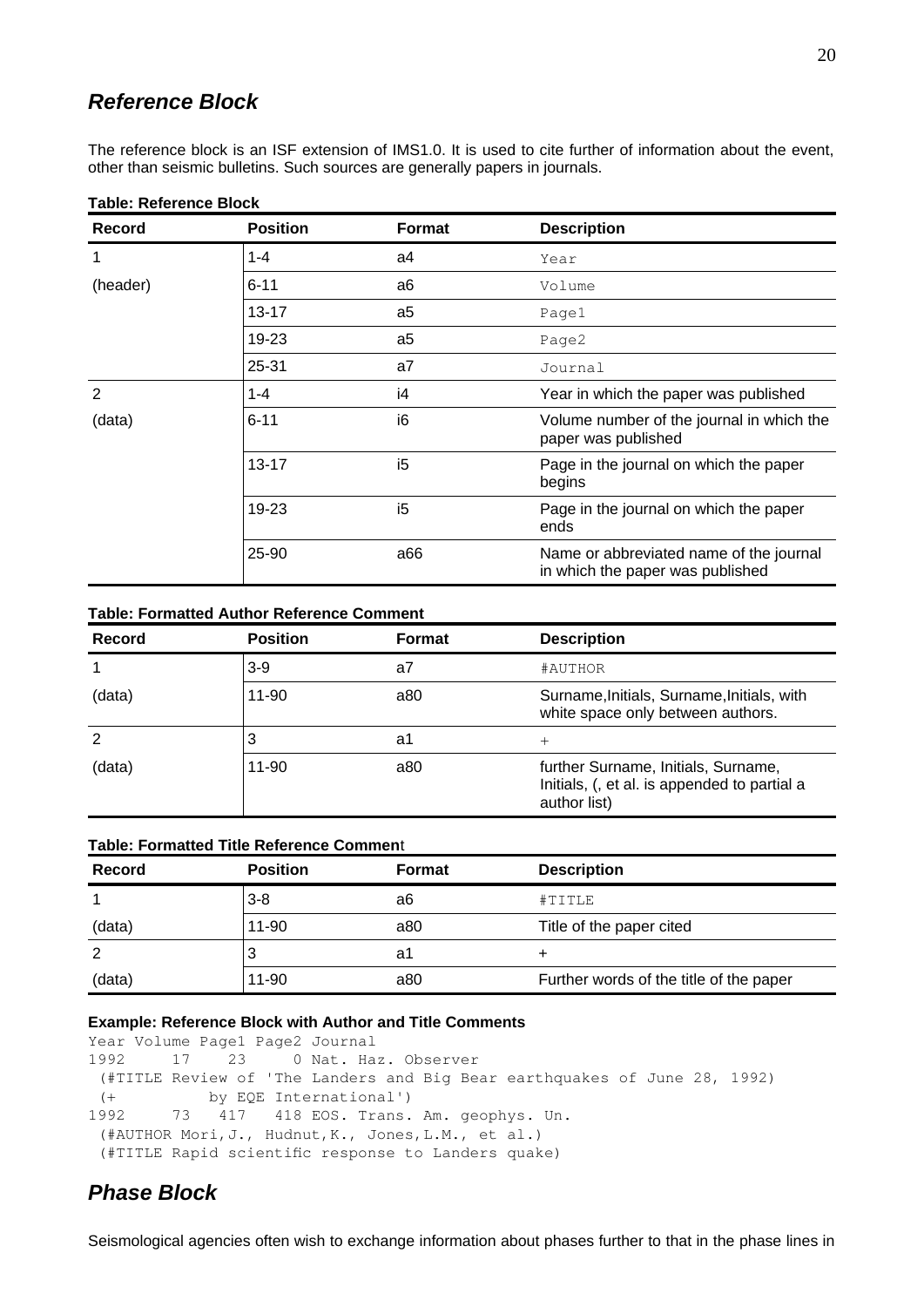## *Reference Block*

The reference block is an ISF extension of IMS1.0. It is used to cite further of information about the event, other than seismic bulletins. Such sources are generally papers in journals.

**Table: Reference Block**

| Record | Position | Format | Description |
|---|---|---|---|
| 1 | 1-4 | a4 | `Year` |
| (header) | 6-11 | a6 | `Volume` |
| | 13-17 | a5 | `Page1` |
| | 19-23 | a5 | `Page2` |
| | 25-31 | a7 | `Journal` |
| 2 | 1-4 | i4 | Year in which the paper was published |
| (data) | 6-11 | i6 | Volume number of the journal in which the paper was published |
| | 13-17 | i5 | Page in the journal on which the paper begins |
| | 19-23 | i5 | Page in the journal on which the paper ends |
| | 25-90 | a66 | Name or abbreviated name of the journal in which the paper was published |

**Table: Formatted Author Reference Comment**

| Record | Position | Format | Description |
|---|---|---|---|
| 1 | 3-9 | a7 | `#AUTHOR` |
| (data) | 11-90 | a80 | Surname,Initials, Surname,Initials, with white space only between authors. |
| 2 | 3 | a1 | `+` |
| (data) | 11-90 | a80 | further Surname, Initials, Surname, Initials, (, et al. is appended to partial a author list) |

**Table: Formatted Title Reference Comment**

| Record | Position | Format | Description |
|---|---|---|---|
| 1 | 3-8 | a6 | `#TITLE` |
| (data) | 11-90 | a80 | Title of the paper cited |
| 2 | 3 | a1 | + |
| (data) | 11-90 | a80 | Further words of the title of the paper |

**Example: Reference Block with Author and Title Comments**

```
Year Volume Page1 Page2 Journal
1992     17    23     0 Nat. Haz. Observer
 (#TITLE Review of 'The Landers and Big Bear earthquakes of June 28, 1992)
 (+         by EQE International')
1992     73   417   418 EOS. Trans. Am. geophys. Un.
 (#AUTHOR Mori,J., Hudnut,K., Jones,L.M., et al.)
 (#TITLE Rapid scientific response to Landers quake)
```

## *Phase Block*

Seismological agencies often wish to exchange information about phases further to that in the phase lines in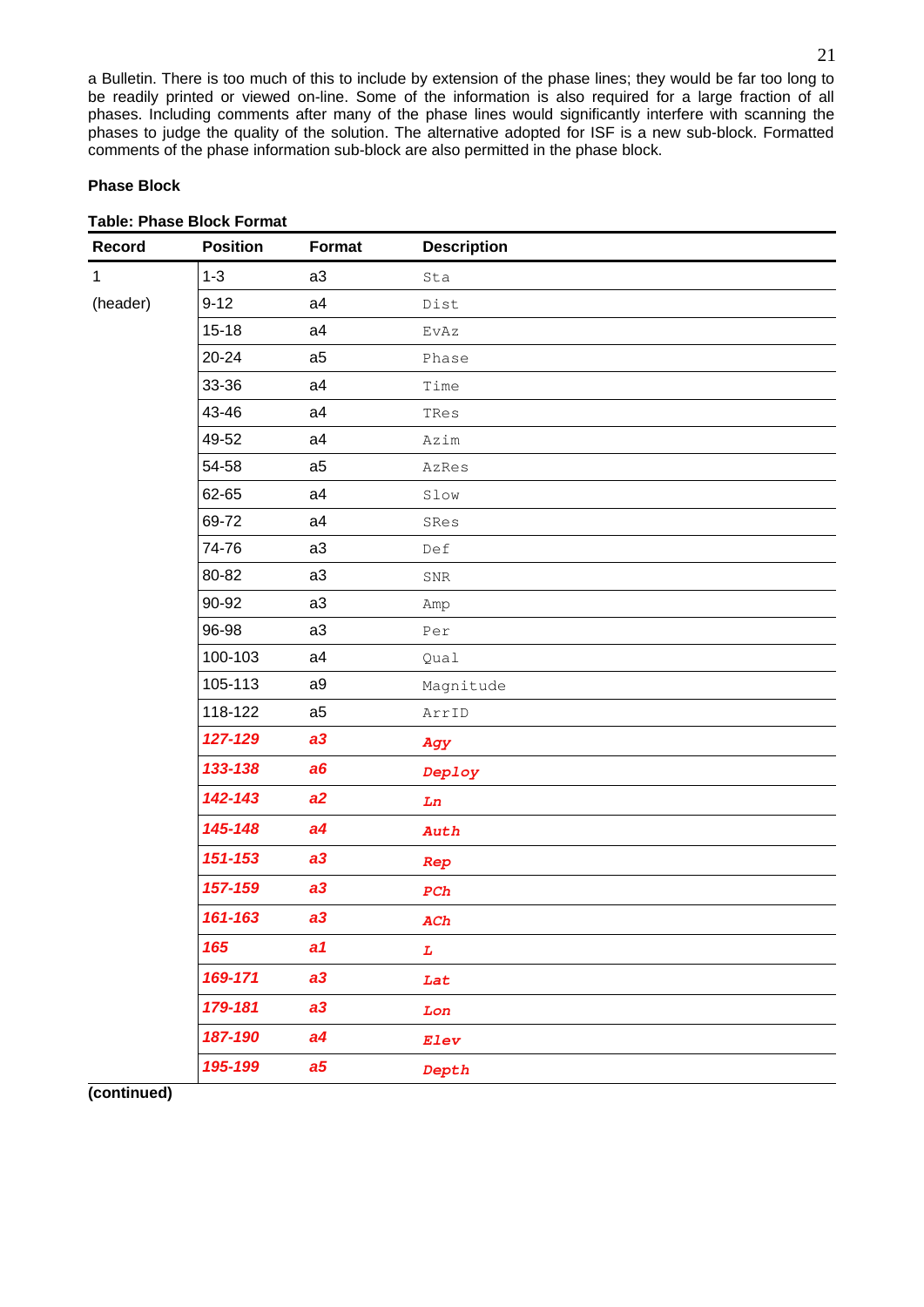a Bulletin. There is too much of this to include by extension of the phase lines; they would be far too long to be readily printed or viewed on-line. Some of the information is also required for a large fraction of all phases. Including comments after many of the phase lines would significantly interfere with scanning the phases to judge the quality of the solution. The alternative adopted for ISF is a new sub-block. Formatted comments of the phase information sub-block are also permitted in the phase block.

**Phase Block**

**Table: Phase Block Format**

| Record | Position | Format | Description |
|---|---|---|---|
| 1 | 1-3 | a3 | Sta |
| (header) | 9-12 | a4 | Dist |
| | 15-18 | a4 | EvAz |
| | 20-24 | a5 | Phase |
| | 33-36 | a4 | Time |
| | 43-46 | a4 | TRes |
| | 49-52 | a4 | Azim |
| | 54-58 | a5 | AzRes |
| | 62-65 | a4 | Slow |
| | 69-72 | a4 | SRes |
| | 74-76 | a3 | Def |
| | 80-82 | a3 | SNR |
| | 90-92 | a3 | Amp |
| | 96-98 | a3 | Per |
| | 100-103 | a4 | Qual |
| | 105-113 | a9 | Magnitude |
| | 118-122 | a5 | ArrID |
| | ***127-129*** | ***a3*** | ***Agy*** |
| | ***133-138*** | ***a6*** | ***Deploy*** |
| | ***142-143*** | ***a2*** | ***Ln*** |
| | ***145-148*** | ***a4*** | ***Auth*** |
| | ***151-153*** | ***a3*** | ***Rep*** |
| | ***157-159*** | ***a3*** | ***PCh*** |
| | ***161-163*** | ***a3*** | ***ACh*** |
| | ***165*** | ***a1*** | ***L*** |
| | ***169-171*** | ***a3*** | ***Lat*** |
| | ***179-181*** | ***a3*** | ***Lon*** |
| | ***187-190*** | ***a4*** | ***Elev*** |
| | ***195-199*** | ***a5*** | ***Depth*** |

**(continued)**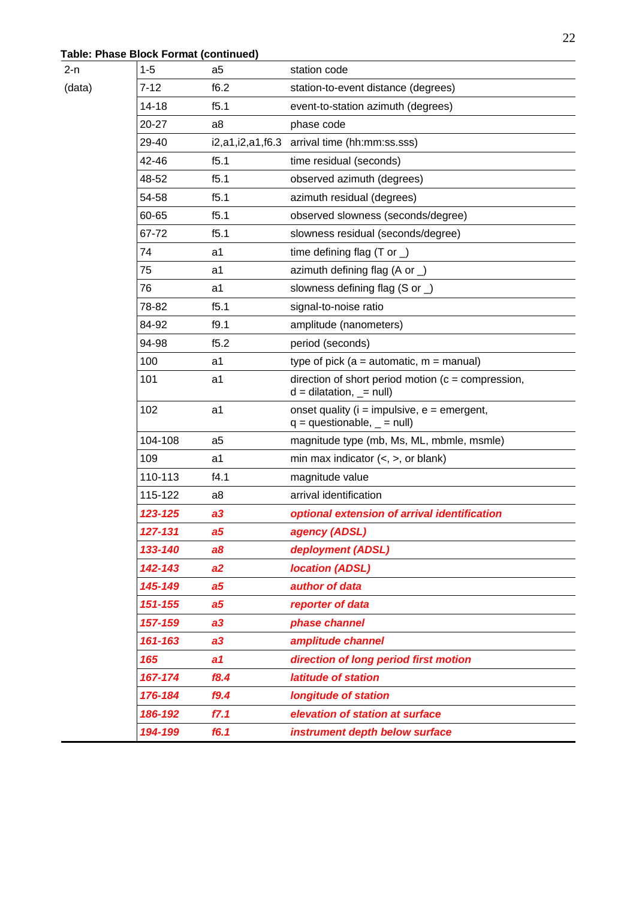**Table: Phase Block Format (continued)**

| | | | |
|---|---|---|---|
| 2-n | 1-5 | a5 | station code |
| (data) | 7-12 | f6.2 | station-to-event distance (degrees) |
| | 14-18 | f5.1 | event-to-station azimuth (degrees) |
| | 20-27 | a8 | phase code |
| | 29-40 | i2,a1,i2,a1,f6.3 | arrival time (hh:mm:ss.sss) |
| | 42-46 | f5.1 | time residual (seconds) |
| | 48-52 | f5.1 | observed azimuth (degrees) |
| | 54-58 | f5.1 | azimuth residual (degrees) |
| | 60-65 | f5.1 | observed slowness (seconds/degree) |
| | 67-72 | f5.1 | slowness residual (seconds/degree) |
| | 74 | a1 | time defining flag (T or _) |
| | 75 | a1 | azimuth defining flag (A or _) |
| | 76 | a1 | slowness defining flag (S or _) |
| | 78-82 | f5.1 | signal-to-noise ratio |
| | 84-92 | f9.1 | amplitude (nanometers) |
| | 94-98 | f5.2 | period (seconds) |
| | 100 | a1 | type of pick (a = automatic, m = manual) |
| | 101 | a1 | direction of short period motion (c = compression, d = dilatation, _= null) |
| | 102 | a1 | onset quality (i = impulsive, e = emergent, q = questionable, _ = null) |
| | 104-108 | a5 | magnitude type (mb, Ms, ML, mbmle, msmle) |
| | 109 | a1 | min max indicator (<, >, or blank) |
| | 110-113 | f4.1 | magnitude value |
| | 115-122 | a8 | arrival identification |
| | ***123-125*** | ***a3*** | ***optional extension of arrival identification*** |
| | ***127-131*** | ***a5*** | ***agency (ADSL)*** |
| | ***133-140*** | ***a8*** | ***deployment (ADSL)*** |
| | ***142-143*** | ***a2*** | ***location (ADSL)*** |
| | ***145-149*** | ***a5*** | ***author of data*** |
| | ***151-155*** | ***a5*** | ***reporter of data*** |
| | ***157-159*** | ***a3*** | ***phase channel*** |
| | ***161-163*** | ***a3*** | ***amplitude channel*** |
| | ***165*** | ***a1*** | ***direction of long period first motion*** |
| | ***167-174*** | ***f8.4*** | ***latitude of station*** |
| | ***176-184*** | ***f9.4*** | ***longitude of station*** |
| | ***186-192*** | ***f7.1*** | ***elevation of station at surface*** |
| | ***194-199*** | ***f6.1*** | ***instrument depth below surface*** |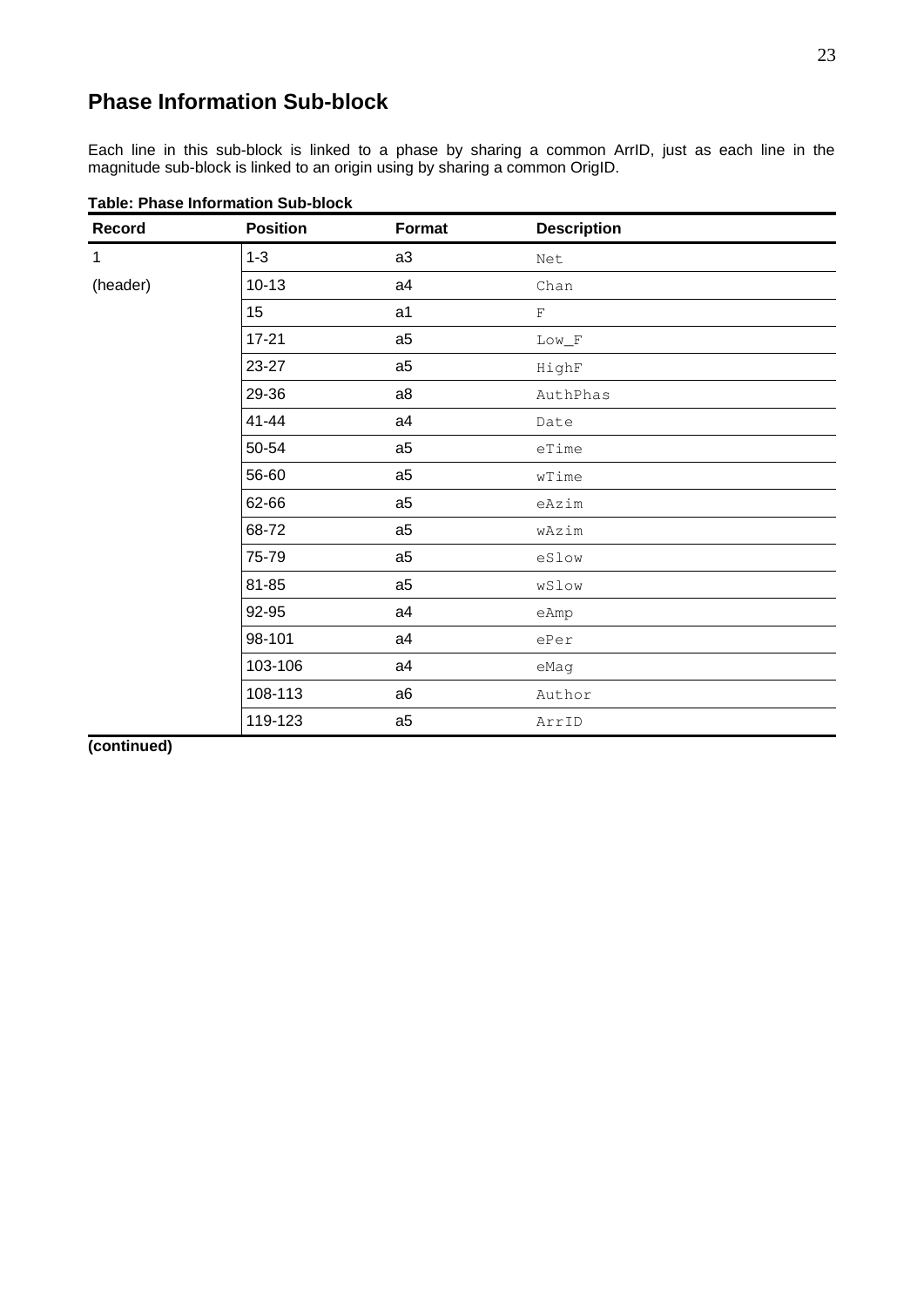## Phase Information Sub-block

Each line in this sub-block is linked to a phase by sharing a common ArrID, just as each line in the magnitude sub-block is linked to an origin using by sharing a common OrigID.

**Table: Phase Information Sub-block**

| Record | Position | Format | Description |
|---|---|---|---|
| 1 | 1-3 | a3 | Net |
| (header) | 10-13 | a4 | Chan |
| | 15 | a1 | F |
| | 17-21 | a5 | Low_F |
| | 23-27 | a5 | HighF |
| | 29-36 | a8 | AuthPhas |
| | 41-44 | a4 | Date |
| | 50-54 | a5 | eTime |
| | 56-60 | a5 | wTime |
| | 62-66 | a5 | eAzim |
| | 68-72 | a5 | wAzim |
| | 75-79 | a5 | eSlow |
| | 81-85 | a5 | wSlow |
| | 92-95 | a4 | eAmp |
| | 98-101 | a4 | ePer |
| | 103-106 | a4 | eMag |
| | 108-113 | a6 | Author |
| | 119-123 | a5 | ArrID |

**(continued)**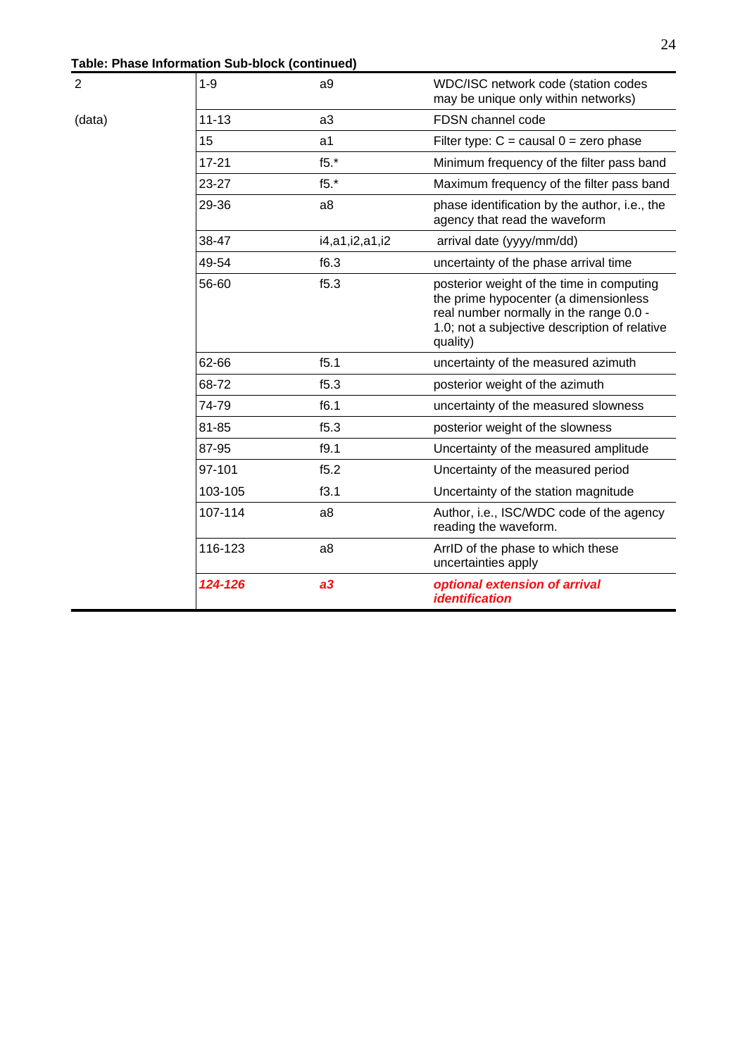**Table: Phase Information Sub-block (continued)**

| | | | |
|---|---|---|---|
| 2 | 1-9 | a9 | WDC/ISC network code (station codes may be unique only within networks) |
| (data) | 11-13 | a3 | FDSN channel code |
| | 15 | a1 | Filter type: C = causal 0 = zero phase |
| | 17-21 | f5.* | Minimum frequency of the filter pass band |
| | 23-27 | f5.* | Maximum frequency of the filter pass band |
| | 29-36 | a8 | phase identification by the author, i.e., the agency that read the waveform |
| | 38-47 | i4,a1,i2,a1,i2 | arrival date (yyyy/mm/dd) |
| | 49-54 | f6.3 | uncertainty of the phase arrival time |
| | 56-60 | f5.3 | posterior weight of the time in computing the prime hypocenter (a dimensionless real number normally in the range 0.0 - 1.0; not a subjective description of relative quality) |
| | 62-66 | f5.1 | uncertainty of the measured azimuth |
| | 68-72 | f5.3 | posterior weight of the azimuth |
| | 74-79 | f6.1 | uncertainty of the measured slowness |
| | 81-85 | f5.3 | posterior weight of the slowness |
| | 87-95 | f9.1 | Uncertainty of the measured amplitude |
| | 97-101 | f5.2 | Uncertainty of the measured period |
| | 103-105 | f3.1 | Uncertainty of the station magnitude |
| | 107-114 | a8 | Author, i.e., ISC/WDC code of the agency reading the waveform. |
| | 116-123 | a8 | ArrID of the phase to which these uncertainties apply |
| | ***124-126*** | ***a3*** | ***optional extension of arrival identification*** |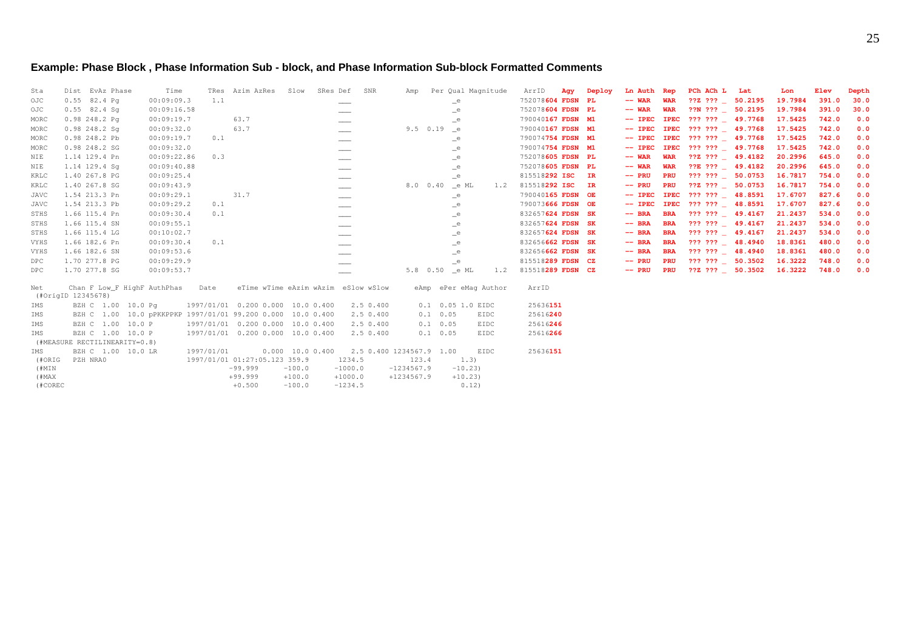## Example: Phase Block , Phase Information Sub - block, and Phase Information Sub-block Formatted Comments

```
Sta     Dist  EvAz Phase       Time      TRes  Azim AzRes   Slow   SRes Def   SNR       Amp   Per Qual Magnitude    ArrID    Agy  Deploy  Ln Auth  Rep   PCh ACh L  Lat      Lon      Elev   Depth
OJC     0.55  82.4 Pg       00:09:09.3    1.1                            ___                         _e             752078604 FDSN  PL      -- WAR   WAR   ??Z ??? _  50.2195  19.7984  391.0  30.0
OJC     0.55  82.4 Sg       00:09:16.58                                  ___                         _e             752078604 FDSN  PL      -- WAR   WAR   ??N ??? _  50.2195  19.7984  391.0  30.0
MORC    0.98 248.2 Pg       00:09:19.7          63.7                     ___                         _e             790040167 FDSN  M1      -- IPEC  IPEC  ??? ??? _  49.7768  17.5425  742.0   0.0
MORC    0.98 248.2 Sg       00:09:32.0          63.7                     ___               9.5  0.19 _e             790040167 FDSN  M1      -- IPEC  IPEC  ??? ??? _  49.7768  17.5425  742.0   0.0
MORC    0.98 248.2 Pb       00:09:19.7    0.1                            ___                         _e             790074754 FDSN  M1      -- IPEC  IPEC  ??? ??? _  49.7768  17.5425  742.0   0.0
MORC    0.98 248.2 SG       00:09:32.0                                   ___                         _e             790074754 FDSN  M1      -- IPEC  IPEC  ??? ??? _  49.7768  17.5425  742.0   0.0
NIE     1.14 129.4 Pn       00:09:22.86   0.3                            ___                         _e             752078605 FDSN  PL      -- WAR   WAR   ??Z ??? _  49.4182  20.2996  645.0   0.0
NIE     1.14 129.4 Sg       00:09:40.88                                  ___                         _e             752078605 FDSN  PL      -- WAR   WAR   ??E ??? _  49.4182  20.2996  645.0   0.0
KRLC    1.40 267.8 PG       00:09:25.4                                   ___                         _e             815518292 ISC   IR      -- PRU   PRU   ??? ??? _  50.0753  16.7817  754.0   0.0
KRLC    1.40 267.8 SG       00:09:43.9                                   ___               8.0  0.40 _e ML      1.2 815518292 ISC   IR      -- PRU   PRU   ??Z ??? _  50.0753  16.7817  754.0   0.0
JAVC    1.54 213.3 Pn       00:09:29.1          31.7                     ___                         _e             790040165 FDSN  OE      -- IPEC  IPEC  ??? ??? _  48.8591  17.6707  827.6   0.0
JAVC    1.54 213.3 Pb       00:09:29.2    0.1                            ___                         _e             790073666 FDSN  OE      -- IPEC  IPEC  ??? ??? _  48.8591  17.6707  827.6   0.0
STHS    1.66 115.4 Pn       00:09:30.4    0.1                            ___                         _e             832657624 FDSN  SK      -- BRA   BRA   ??? ??? _  49.4167  21.2437  534.0   0.0
STHS    1.66 115.4 SN       00:09:55.1                                   ___                         _e             832657624 FDSN  SK      -- BRA   BRA   ??? ??? _  49.4167  21.2437  534.0   0.0
STHS    1.66 115.4 LG       00:10:02.7                                   ___                         _e             832657624 FDSN  SK      -- BRA   BRA   ??? ??? _  49.4167  21.2437  534.0   0.0
VYHS    1.66 182.6 Pn       00:09:30.4    0.1                            ___                         _e             832656662 FDSN  SK      -- BRA   BRA   ??? ??? _  48.4940  18.8361  480.0   0.0
VYHS    1.66 182.6 SN       00:09:53.6                                   ___                         _e             832656662 FDSN  SK      -- BRA   BRA   ??? ??? _  48.4940  18.8361  480.0   0.0
DPC     1.70 277.8 PG       00:09:29.9                                   ___                         _e             815518289 FDSN  CZ      -- PRU   PRU   ??? ??? _  50.3502  16.3222  748.0   0.0
DPC     1.70 277.8 SG       00:09:53.7                                   ___               5.8  0.50 _e ML      1.2 815518289 FDSN  CZ      -- PRU   PRU   ??Z ??? _  50.3502  16.3222  748.0   0.0

Net      Chan F Low_F HighF AuthPhas    Date      eTime wTime eAzim wAzim  eSlow wSlow      eAmp  ePer eMag Author      ArrID
 (#OrigID 12345678)
IMS      BZH C  1.00  10.0 Pg       1997/01/01  0.200 0.000  10.0 0.400    2.5 0.400       0.1  0.05 1.0 EIDC       25636151
IMS      BZH C  1.00  10.0 pPKKPPKP 1997/01/01 99.200 0.000  10.0 0.400    2.5 0.400       0.1  0.05     EIDC       25616240
IMS      BZH C  1.00  10.0 P        1997/01/01  0.200 0.000  10.0 0.400    2.5 0.400       0.1  0.05     EIDC       25616246
IMS      BZH C  1.00  10.0 P        1997/01/01  0.200 0.000  10.0 0.400    2.5 0.400       0.1  0.05     EIDC       25616266
 (#MEASURE RECTILINEARITY=0.8)
IMS      BZH C  1.00  10.0 LR       1997/01/01        0.000  10.0 0.400    2.5 0.400 1234567.9  1.00     EIDC       25636151
 (#ORIG   PZH NRA0                  1997/01/01 01:27:05.123 359.9       1234.5          123.4       1.3)
 (#MIN                                         -99.999      -100.0      -1000.0      -1234567.9     -10.23)
 (#MAX                                         +99.999      +100.0      +1000.0      +1234567.9     +10.23)
 (#COREC                                        +0.500      -100.0      -1234.5                      0.12)
```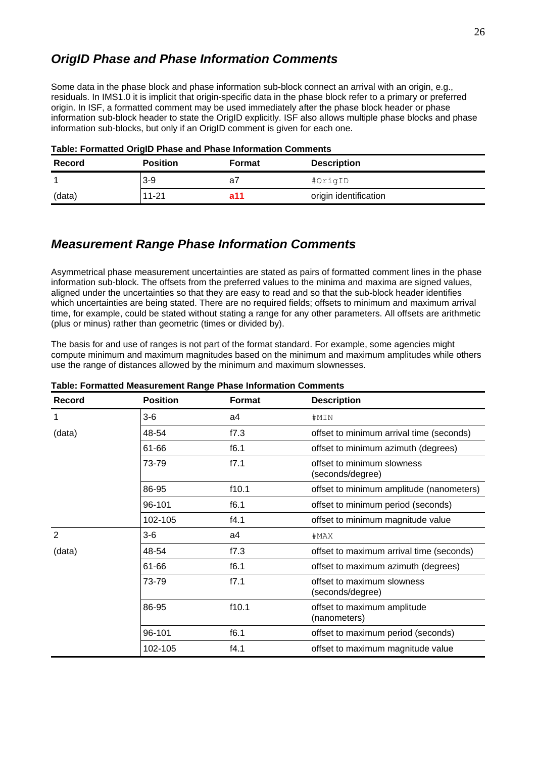## *OrigID Phase and Phase Information Comments*

Some data in the phase block and phase information sub-block connect an arrival with an origin, e.g., residuals. In IMS1.0 it is implicit that origin-specific data in the phase block refer to a primary or preferred origin. In ISF, a formatted comment may be used immediately after the phase block header or phase information sub-block header to state the OrigID explicitly. ISF also allows multiple phase blocks and phase information sub-blocks, but only if an OrigID comment is given for each one.

**Table: Formatted OrigID Phase and Phase Information Comments**

| Record | Position | Format | Description |
|---|---|---|---|
| 1 | 3-9 | a7 | `#OrigID` |
| (data) | 11-21 | **a11** | origin identification |

## *Measurement Range Phase Information Comments*

Asymmetrical phase measurement uncertainties are stated as pairs of formatted comment lines in the phase information sub-block. The offsets from the preferred values to the minima and maxima are signed values, aligned under the uncertainties so that they are easy to read and so that the sub-block header identifies which uncertainties are being stated. There are no required fields; offsets to minimum and maximum arrival time, for example, could be stated without stating a range for any other parameters. All offsets are arithmetic (plus or minus) rather than geometric (times or divided by).

The basis for and use of ranges is not part of the format standard. For example, some agencies might compute minimum and maximum magnitudes based on the minimum and maximum amplitudes while others use the range of distances allowed by the minimum and maximum slownesses.

**Table: Formatted Measurement Range Phase Information Comments**

| Record | Position | Format | Description |
|---|---|---|---|
| 1 | 3-6 | a4 | `#MIN` |
| (data) | 48-54 | f7.3 | offset to minimum arrival time (seconds) |
| | 61-66 | f6.1 | offset to minimum azimuth (degrees) |
| | 73-79 | f7.1 | offset to minimum slowness (seconds/degree) |
| | 86-95 | f10.1 | offset to minimum amplitude (nanometers) |
| | 96-101 | f6.1 | offset to minimum period (seconds) |
| | 102-105 | f4.1 | offset to minimum magnitude value |
| 2 | 3-6 | a4 | `#MAX` |
| (data) | 48-54 | f7.3 | offset to maximum arrival time (seconds) |
| | 61-66 | f6.1 | offset to maximum azimuth (degrees) |
| | 73-79 | f7.1 | offset to maximum slowness (seconds/degree) |
| | 86-95 | f10.1 | offset to maximum amplitude (nanometers) |
| | 96-101 | f6.1 | offset to maximum period (seconds) |
| | 102-105 | f4.1 | offset to maximum magnitude value |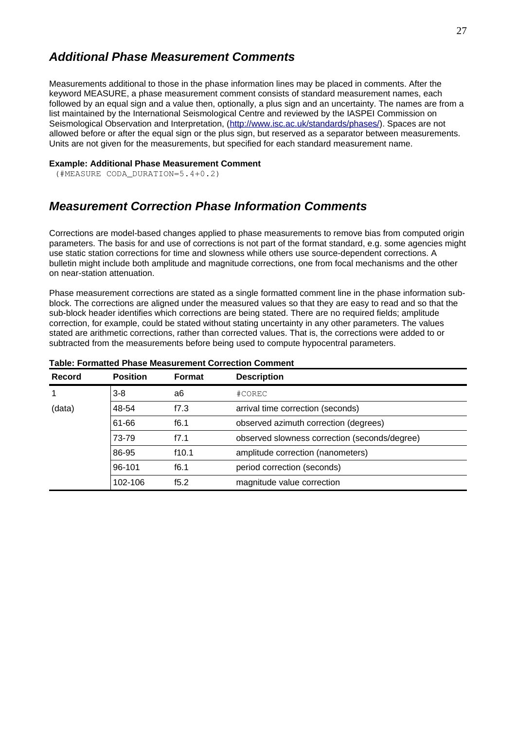## *Additional Phase Measurement Comments*

Measurements additional to those in the phase information lines may be placed in comments. After the keyword MEASURE, a phase measurement comment consists of standard measurement names, each followed by an equal sign and a value then, optionally, a plus sign and an uncertainty. The names are from a list maintained by the International Seismological Centre and reviewed by the IASPEI Commission on Seismological Observation and Interpretation, (http://www.isc.ac.uk/standards/phases/). Spaces are not allowed before or after the equal sign or the plus sign, but reserved as a separator between measurements. Units are not given for the measurements, but specified for each standard measurement name.

**Example: Additional Phase Measurement Comment**

```
(#MEASURE CODA_DURATION=5.4+0.2)
```

## *Measurement Correction Phase Information Comments*

Corrections are model-based changes applied to phase measurements to remove bias from computed origin parameters. The basis for and use of corrections is not part of the format standard, e.g. some agencies might use static station corrections for time and slowness while others use source-dependent corrections. A bulletin might include both amplitude and magnitude corrections, one from focal mechanisms and the other on near-station attenuation.

Phase measurement corrections are stated as a single formatted comment line in the phase information sub-block. The corrections are aligned under the measured values so that they are easy to read and so that the sub-block header identifies which corrections are being stated. There are no required fields; amplitude correction, for example, could be stated without stating uncertainty in any other parameters. The values stated are arithmetic corrections, rather than corrected values. That is, the corrections were added to or subtracted from the measurements before being used to compute hypocentral parameters.

**Table: Formatted Phase Measurement Correction Comment**

| Record | Position | Format | Description |
|---|---|---|---|
| 1 | 3-8 | a6 | #COREC |
| (data) | 48-54 | f7.3 | arrival time correction (seconds) |
| | 61-66 | f6.1 | observed azimuth correction (degrees) |
| | 73-79 | f7.1 | observed slowness correction (seconds/degree) |
| | 86-95 | f10.1 | amplitude correction (nanometers) |
| | 96-101 | f6.1 | period correction (seconds) |
| | 102-106 | f5.2 | magnitude value correction |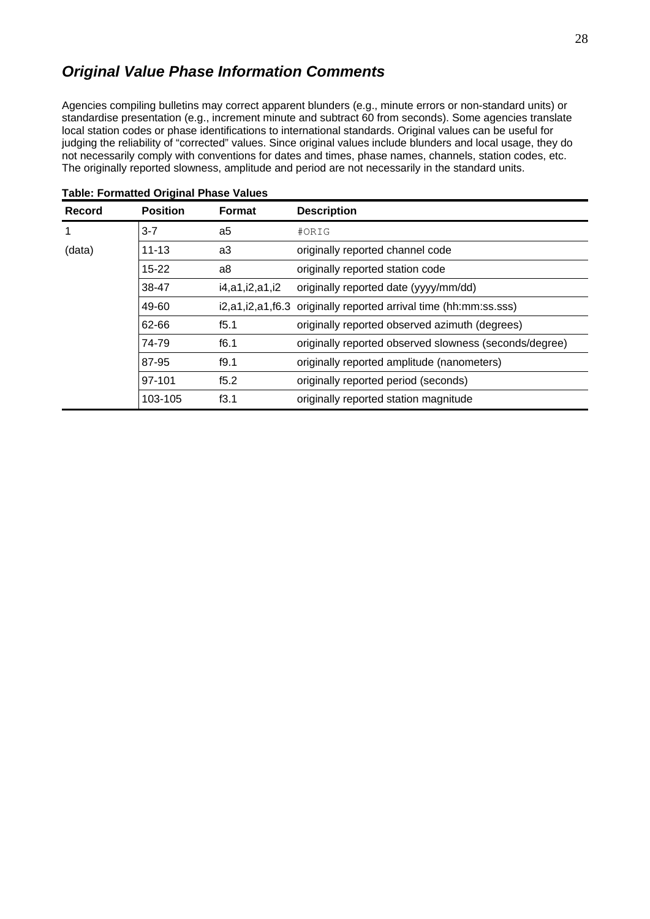## ***Original Value Phase Information Comments***

Agencies compiling bulletins may correct apparent blunders (e.g., minute errors or non-standard units) or standardise presentation (e.g., increment minute and subtract 60 from seconds). Some agencies translate local station codes or phase identifications to international standards. Original values can be useful for judging the reliability of "corrected" values. Since original values include blunders and local usage, they do not necessarily comply with conventions for dates and times, phase names, channels, station codes, etc. The originally reported slowness, amplitude and period are not necessarily in the standard units.

**Table: Formatted Original Phase Values**

| Record | Position | Format | Description |
|---|---|---|---|
| 1 | 3-7 | a5 | `#ORIG` |
| (data) | 11-13 | a3 | originally reported channel code |
| | 15-22 | a8 | originally reported station code |
| | 38-47 | i4,a1,i2,a1,i2 | originally reported date (yyyy/mm/dd) |
| | 49-60 | i2,a1,i2,a1,f6.3 | originally reported arrival time (hh:mm:ss.sss) |
| | 62-66 | f5.1 | originally reported observed azimuth (degrees) |
| | 74-79 | f6.1 | originally reported observed slowness (seconds/degree) |
| | 87-95 | f9.1 | originally reported amplitude (nanometers) |
| | 97-101 | f5.2 | originally reported period (seconds) |
| | 103-105 | f3.1 | originally reported station magnitude |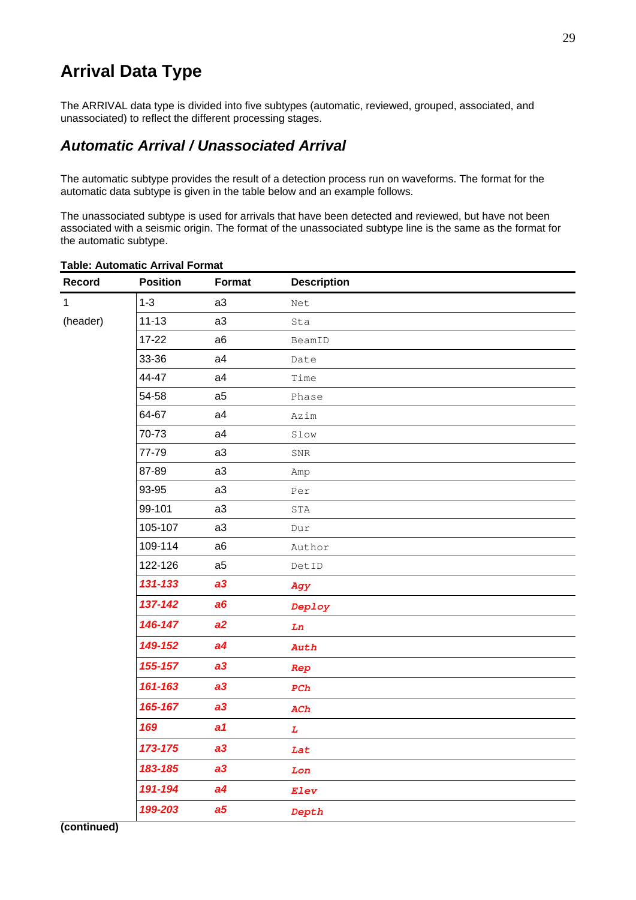# Arrival Data Type

The ARRIVAL data type is divided into five subtypes (automatic, reviewed, grouped, associated, and unassociated) to reflect the different processing stages.

## *Automatic Arrival / Unassociated Arrival*

The automatic subtype provides the result of a detection process run on waveforms. The format for the automatic data subtype is given in the table below and an example follows.

The unassociated subtype is used for arrivals that have been detected and reviewed, but have not been associated with a seismic origin. The format of the unassociated subtype line is the same as the format for the automatic subtype.

**Table: Automatic Arrival Format**

| Record | Position | Format | Description |
|---|---|---|---|
| 1 | 1-3 | a3 | Net |
| (header) | 11-13 | a3 | Sta |
| | 17-22 | a6 | BeamID |
| | 33-36 | a4 | Date |
| | 44-47 | a4 | Time |
| | 54-58 | a5 | Phase |
| | 64-67 | a4 | Azim |
| | 70-73 | a4 | Slow |
| | 77-79 | a3 | SNR |
| | 87-89 | a3 | Amp |
| | 93-95 | a3 | Per |
| | 99-101 | a3 | STA |
| | 105-107 | a3 | Dur |
| | 109-114 | a6 | Author |
| | 122-126 | a5 | DetID |
| | ***131-133*** | ***a3*** | ***Agy*** |
| | ***137-142*** | ***a6*** | ***Deploy*** |
| | ***146-147*** | ***a2*** | ***Ln*** |
| | ***149-152*** | ***a4*** | ***Auth*** |
| | ***155-157*** | ***a3*** | ***Rep*** |
| | ***161-163*** | ***a3*** | ***PCh*** |
| | ***165-167*** | ***a3*** | ***ACh*** |
| | ***169*** | ***a1*** | ***L*** |
| | ***173-175*** | ***a3*** | ***Lat*** |
| | ***183-185*** | ***a3*** | ***Lon*** |
| | ***191-194*** | ***a4*** | ***Elev*** |
| | ***199-203*** | ***a5*** | ***Depth*** |

**(continued)**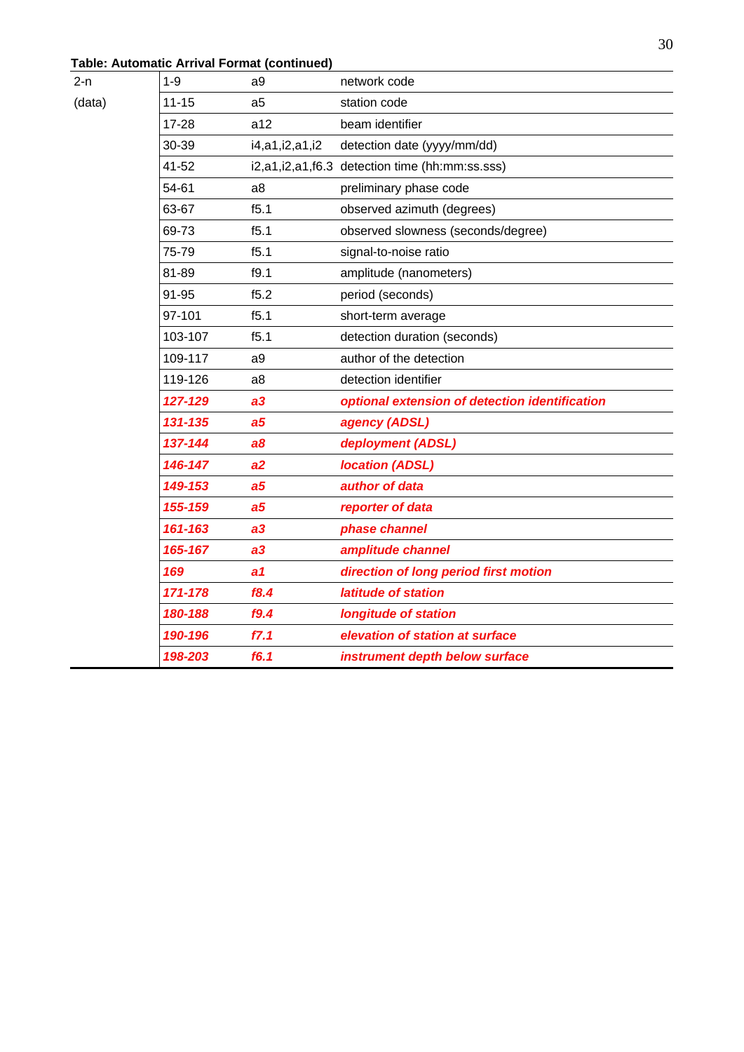**Table: Automatic Arrival Format (continued)**

| | | | |
|---|---|---|---|
| 2-n | 1-9 | a9 | network code |
| (data) | 11-15 | a5 | station code |
| | 17-28 | a12 | beam identifier |
| | 30-39 | i4,a1,i2,a1,i2 | detection date (yyyy/mm/dd) |
| | 41-52 | i2,a1,i2,a1,f6.3 | detection time (hh:mm:ss.sss) |
| | 54-61 | a8 | preliminary phase code |
| | 63-67 | f5.1 | observed azimuth (degrees) |
| | 69-73 | f5.1 | observed slowness (seconds/degree) |
| | 75-79 | f5.1 | signal-to-noise ratio |
| | 81-89 | f9.1 | amplitude (nanometers) |
| | 91-95 | f5.2 | period (seconds) |
| | 97-101 | f5.1 | short-term average |
| | 103-107 | f5.1 | detection duration (seconds) |
| | 109-117 | a9 | author of the detection |
| | 119-126 | a8 | detection identifier |
| | ***127-129*** | ***a3*** | ***optional extension of detection identification*** |
| | ***131-135*** | ***a5*** | ***agency (ADSL)*** |
| | ***137-144*** | ***a8*** | ***deployment (ADSL)*** |
| | ***146-147*** | ***a2*** | ***location (ADSL)*** |
| | ***149-153*** | ***a5*** | ***author of data*** |
| | ***155-159*** | ***a5*** | ***reporter of data*** |
| | ***161-163*** | ***a3*** | ***phase channel*** |
| | ***165-167*** | ***a3*** | ***amplitude channel*** |
| | ***169*** | ***a1*** | ***direction of long period first motion*** |
| | ***171-178*** | ***f8.4*** | ***latitude of station*** |
| | ***180-188*** | ***f9.4*** | ***longitude of station*** |
| | ***190-196*** | ***f7.1*** | ***elevation of station at surface*** |
| | ***198-203*** | ***f6.1*** | ***instrument depth below surface*** |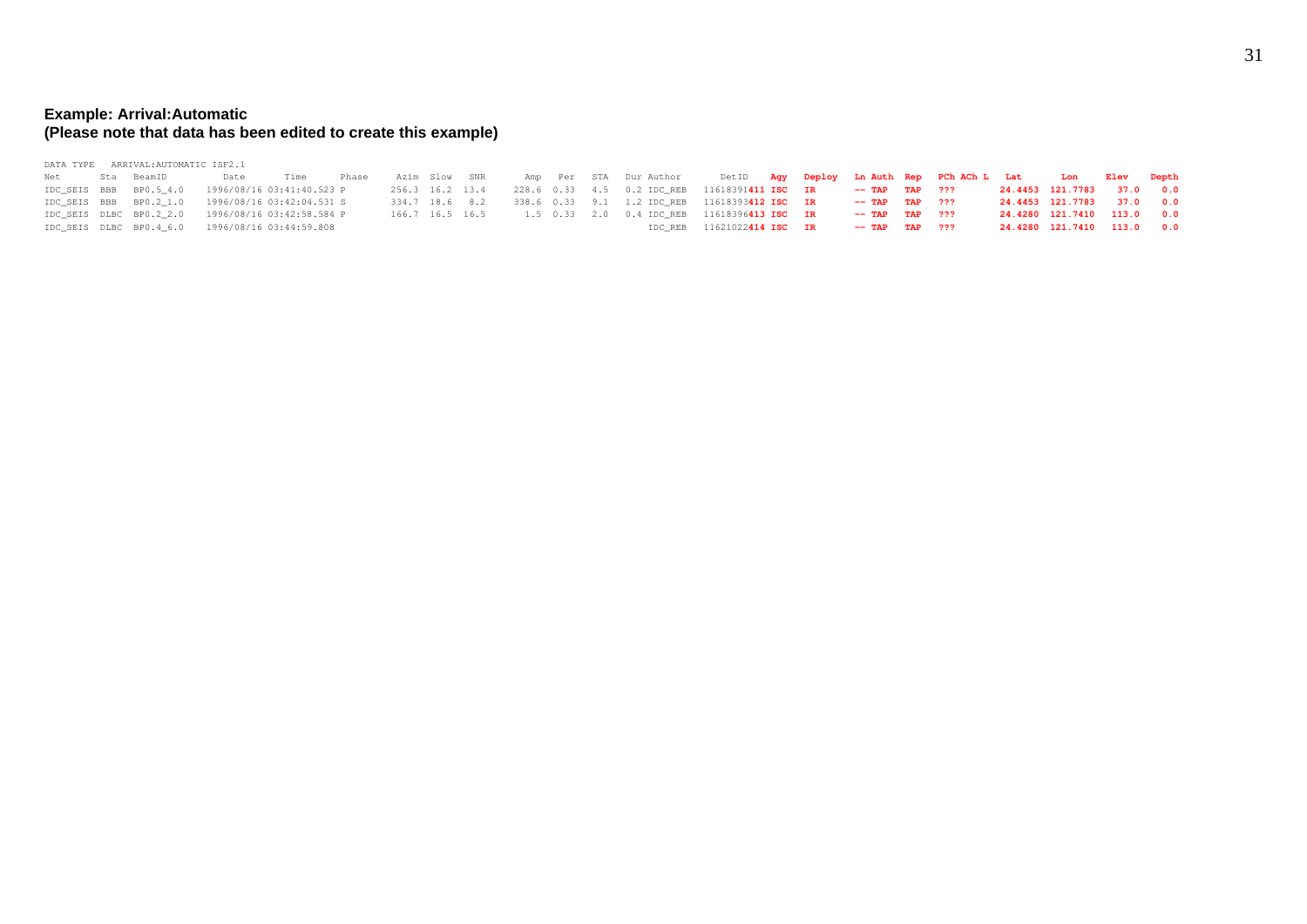**Example: Arrival:Automatic**
**(Please note that data has been edited to create this example)**

```
DATA TYPE   ARRIVAL:AUTOMATIC ISF2.1
Net       Sta  BeamID       Date       Time        Phase    Azim  Slow  SNR       Amp   Per   STA   Dur Author      DetID      Agy   Deploy  Ln Auth  Rep   PCh ACh L   Lat       Lon      Elev    Depth
IDC_SEIS  BBB  BP0.5_4.0   1996/08/16 03:41:40.523 P       256.3  16.2  13.4     228.6  0.33   4.5   0.2 IDC_REB  11618391411 ISC   IR       -- TAP   TAP   ???        24.4453  121.7783   37.0    0.0
IDC_SEIS  BBB  BP0.2_1.0   1996/08/16 03:42:04.531 S       334.7  18.6   8.2     338.6  0.33   9.1   1.2 IDC_REB  11618393412 ISC   IR       -- TAP   TAP   ???        24.4453  121.7783   37.0    0.0
IDC_SEIS  DLBC BP0.2_2.0   1996/08/16 03:42:58.584 P       166.7  16.5  16.5       1.5  0.33   2.0   0.4 IDC_REB  11618396413 ISC   IR       -- TAP   TAP   ???        24.4280  121.7410  113.0    0.0
IDC_SEIS  DLBC BP0.4_6.0   1996/08/16 03:44:59.808                                                       IDC_REB  11621022414 ISC   IR       -- TAP   TAP   ???        24.4280  121.7410  113.0    0.0
```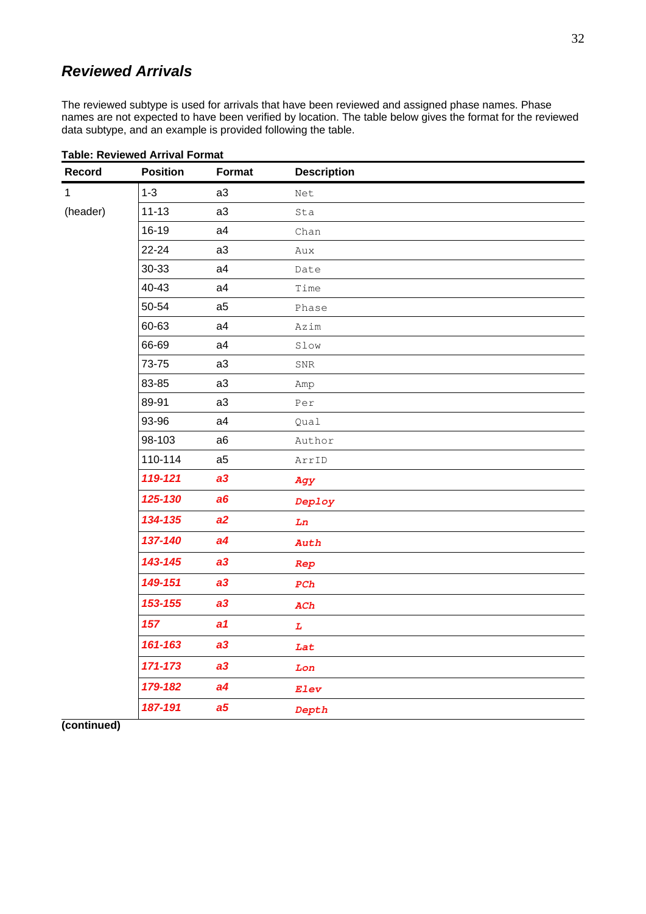## *Reviewed Arrivals*

The reviewed subtype is used for arrivals that have been reviewed and assigned phase names. Phase names are not expected to have been verified by location. The table below gives the format for the reviewed data subtype, and an example is provided following the table.

**Table: Reviewed Arrival Format**

| Record | Position | Format | Description |
|---|---|---|---|
| 1 | 1-3 | a3 | Net |
| (header) | 11-13 | a3 | Sta |
| | 16-19 | a4 | Chan |
| | 22-24 | a3 | Aux |
| | 30-33 | a4 | Date |
| | 40-43 | a4 | Time |
| | 50-54 | a5 | Phase |
| | 60-63 | a4 | Azim |
| | 66-69 | a4 | Slow |
| | 73-75 | a3 | SNR |
| | 83-85 | a3 | Amp |
| | 89-91 | a3 | Per |
| | 93-96 | a4 | Qual |
| | 98-103 | a6 | Author |
| | 110-114 | a5 | ArrID |
| | ***119-121*** | ***a3*** | ***Agy*** |
| | ***125-130*** | ***a6*** | ***Deploy*** |
| | ***134-135*** | ***a2*** | ***Ln*** |
| | ***137-140*** | ***a4*** | ***Auth*** |
| | ***143-145*** | ***a3*** | ***Rep*** |
| | ***149-151*** | ***a3*** | ***PCh*** |
| | ***153-155*** | ***a3*** | ***ACh*** |
| | ***157*** | ***a1*** | ***L*** |
| | ***161-163*** | ***a3*** | ***Lat*** |
| | ***171-173*** | ***a3*** | ***Lon*** |
| | ***179-182*** | ***a4*** | ***Elev*** |
| | ***187-191*** | ***a5*** | ***Depth*** |

**(continued)**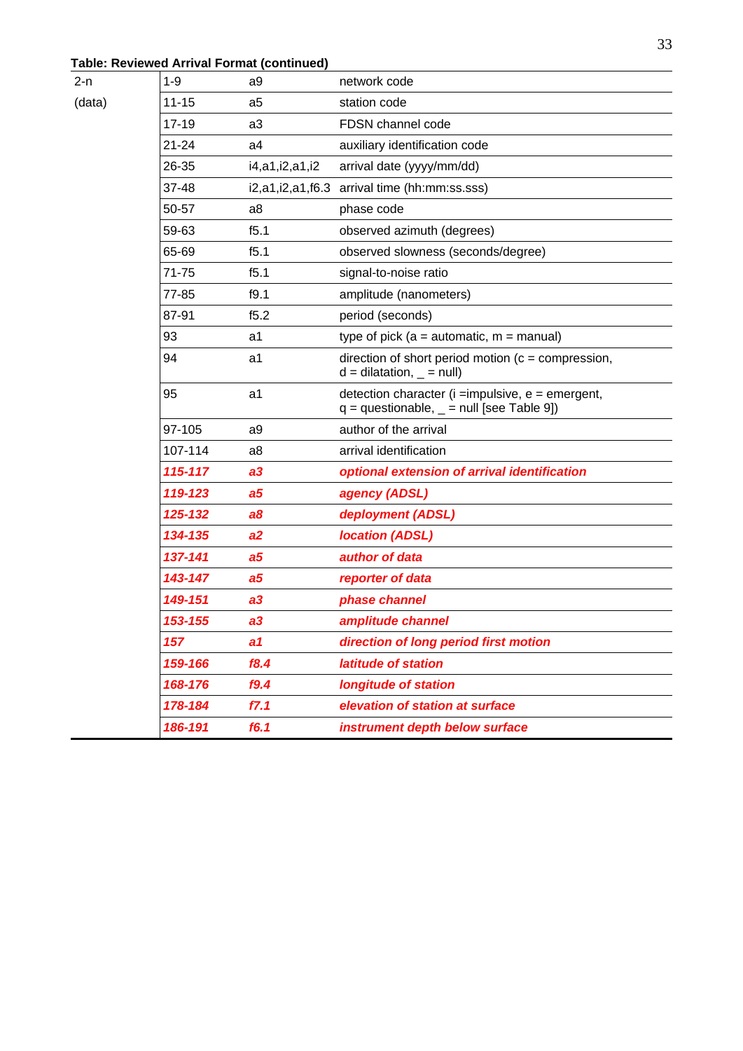**Table: Reviewed Arrival Format (continued)**

| | | | |
|---|---|---|---|
| 2-n | 1-9 | a9 | network code |
| (data) | 11-15 | a5 | station code |
| | 17-19 | a3 | FDSN channel code |
| | 21-24 | a4 | auxiliary identification code |
| | 26-35 | i4,a1,i2,a1,i2 | arrival date (yyyy/mm/dd) |
| | 37-48 | i2,a1,i2,a1,f6.3 | arrival time (hh:mm:ss.sss) |
| | 50-57 | a8 | phase code |
| | 59-63 | f5.1 | observed azimuth (degrees) |
| | 65-69 | f5.1 | observed slowness (seconds/degree) |
| | 71-75 | f5.1 | signal-to-noise ratio |
| | 77-85 | f9.1 | amplitude (nanometers) |
| | 87-91 | f5.2 | period (seconds) |
| | 93 | a1 | type of pick (a = automatic, m = manual) |
| | 94 | a1 | direction of short period motion (c = compression, d = dilatation, _ = null) |
| | 95 | a1 | detection character (i =impulsive, e = emergent, q = questionable, _ = null [see Table 9]) |
| | 97-105 | a9 | author of the arrival |
| | 107-114 | a8 | arrival identification |
| | ***115-117*** | ***a3*** | ***optional extension of arrival identification*** |
| | ***119-123*** | ***a5*** | ***agency (ADSL)*** |
| | ***125-132*** | ***a8*** | ***deployment (ADSL)*** |
| | ***134-135*** | ***a2*** | ***location (ADSL)*** |
| | ***137-141*** | ***a5*** | ***author of data*** |
| | ***143-147*** | ***a5*** | ***reporter of data*** |
| | ***149-151*** | ***a3*** | ***phase channel*** |
| | ***153-155*** | ***a3*** | ***amplitude channel*** |
| | ***157*** | ***a1*** | ***direction of long period first motion*** |
| | ***159-166*** | ***f8.4*** | ***latitude of station*** |
| | ***168-176*** | ***f9.4*** | ***longitude of station*** |
| | ***178-184*** | ***f7.1*** | ***elevation of station at surface*** |
| | ***186-191*** | ***f6.1*** | ***instrument depth below surface*** |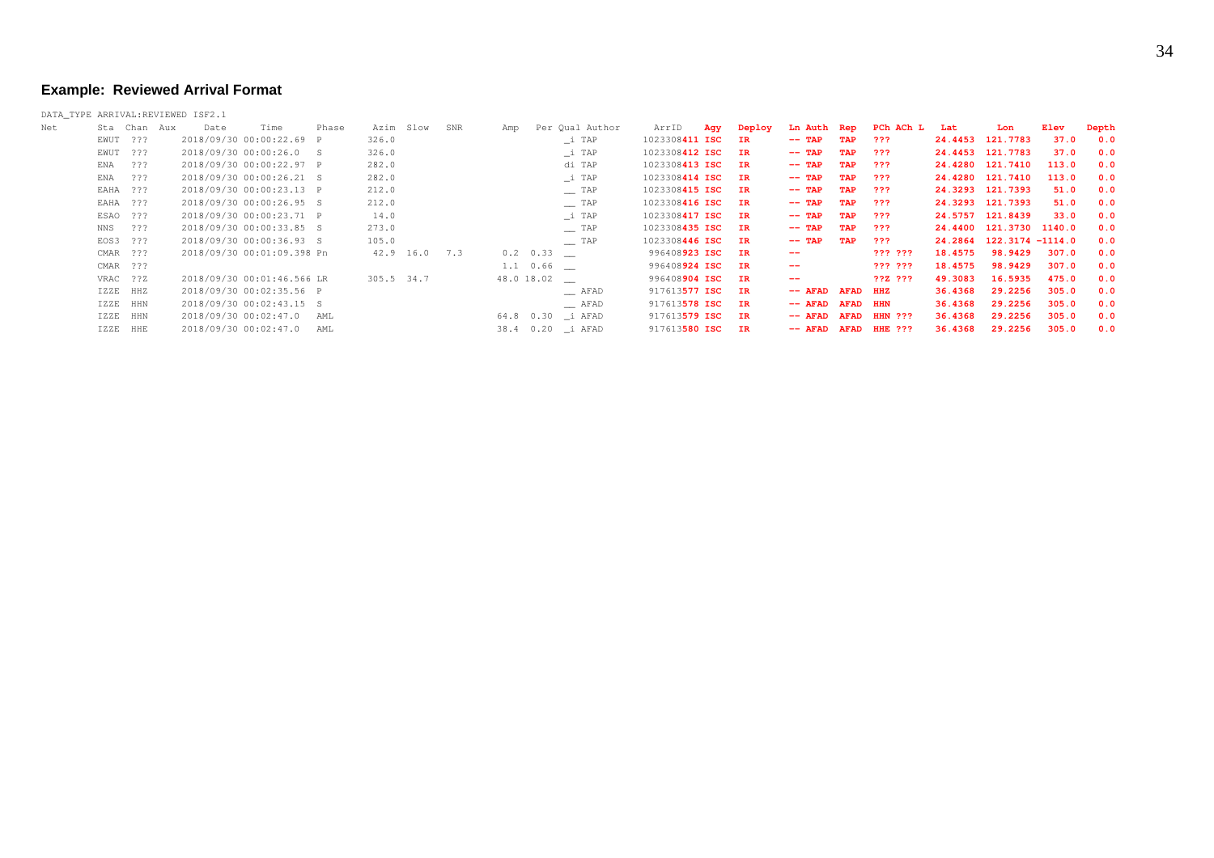## Example: Reviewed Arrival Format

```
DATA_TYPE ARRIVAL:REVIEWED ISF2.1
Net       Sta  Chan Aux      Date       Time       Phase      Azim  Slow   SNR       Amp    Per Qual Author     ArrID     Agy   Deploy    Ln Auth  Rep   PCh ACh L   Lat       Lon      Elev    Depth
          EWUT  ???       2018/09/30 00:00:22.69  P         326.0                                _i TAP      1023308411 ISC   IR        -- TAP   TAP   ???         24.4453  121.7783    37.0    0.0
          EWUT  ???       2018/09/30 00:00:26.0   S         326.0                                _i TAP      1023308412 ISC   IR        -- TAP   TAP   ???         24.4453  121.7783    37.0    0.0
          ENA   ???       2018/09/30 00:00:22.97  P         282.0                                di TAP      1023308413 ISC   IR        -- TAP   TAP   ???         24.4280  121.7410   113.0    0.0
          ENA   ???       2018/09/30 00:00:26.21  S         282.0                                _i TAP      1023308414 ISC   IR        -- TAP   TAP   ???         24.4280  121.7410   113.0    0.0
          EAHA  ???       2018/09/30 00:00:23.13  P         212.0                                __ TAP      1023308415 ISC   IR        -- TAP   TAP   ???         24.3293  121.7393    51.0    0.0
          EAHA  ???       2018/09/30 00:00:26.95  S         212.0                                __ TAP      1023308416 ISC   IR        -- TAP   TAP   ???         24.3293  121.7393    51.0    0.0
          ESAO  ???       2018/09/30 00:00:23.71  P          14.0                                _i TAP      1023308417 ISC   IR        -- TAP   TAP   ???         24.5757  121.8439    33.0    0.0
          NNS   ???       2018/09/30 00:00:33.85  S         273.0                                __ TAP      1023308435 ISC   IR        -- TAP   TAP   ???         24.4400  121.3730  1140.0    0.0
          EOS3  ???       2018/09/30 00:00:36.93  S         105.0                                __ TAP      1023308446 ISC   IR        -- TAP   TAP   ???         24.2864  122.3174 -1114.0    0.0
          CMAR  ???       2018/09/30 00:01:09.398 Pn         42.9  16.0   7.3      0.2  0.33 __              996408923 ISC   IR        --                ??? ???     18.4575   98.9429   307.0    0.0
          CMAR  ???                                                                1.1  0.66 __              996408924 ISC   IR        --                ??? ???     18.4575   98.9429   307.0    0.0
          VRAC  ??Z       2018/09/30 00:01:46.566 LR        305.5  34.7           48.0 18.02 __              996408904 ISC   IR        --                ??Z ???     49.3083   16.5935   475.0    0.0
          IZZE  HHZ       2018/09/30 00:02:35.56  P                                          __ AFAD      917613577 ISC   IR        -- AFAD  AFAD  HHZ         36.4368   29.2256   305.0    0.0
          IZZE  HHN       2018/09/30 00:02:43.15  S                                          __ AFAD      917613578 ISC   IR        -- AFAD  AFAD  HHN         36.4368   29.2256   305.0    0.0
          IZZE  HHN       2018/09/30 00:02:47.0   AML                              64.8  0.30 _i AFAD      917613579 ISC   IR        -- AFAD  AFAD  HHN ???     36.4368   29.2256   305.0    0.0
          IZZE  HHE       2018/09/30 00:02:47.0   AML                              38.4  0.20 _i AFAD      917613580 ISC   IR        -- AFAD  AFAD  HHE ???     36.4368   29.2256   305.0    0.0
```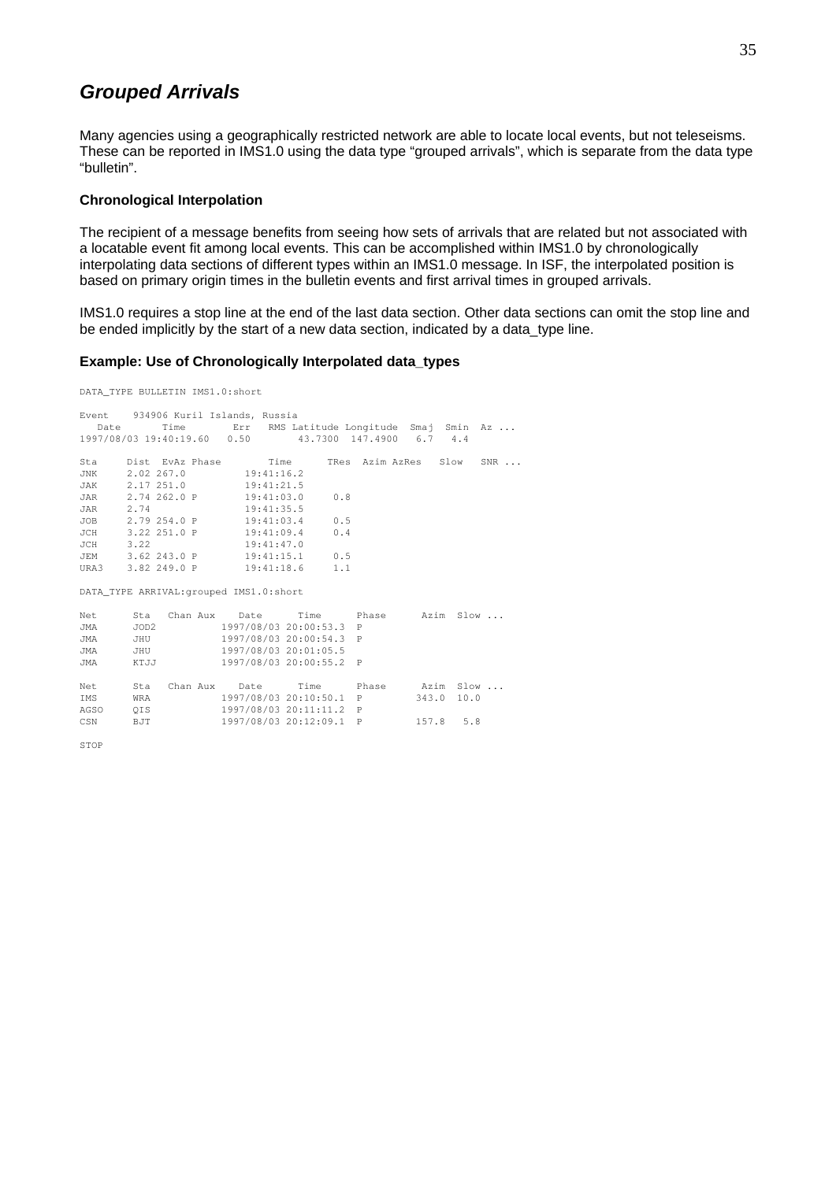## *Grouped Arrivals*

Many agencies using a geographically restricted network are able to locate local events, but not teleseisms. These can be reported in IMS1.0 using the data type "grouped arrivals", which is separate from the data type "bulletin".

### Chronological Interpolation

The recipient of a message benefits from seeing how sets of arrivals that are related but not associated with a locatable event fit among local events. This can be accomplished within IMS1.0 by chronologically interpolating data sections of different types within an IMS1.0 message. In ISF, the interpolated position is based on primary origin times in the bulletin events and first arrival times in grouped arrivals.

IMS1.0 requires a stop line at the end of the last data section. Other data sections can omit the stop line and be ended implicitly by the start of a new data section, indicated by a data_type line.

### Example: Use of Chronologically Interpolated data_types

```
DATA_TYPE BULLETIN IMS1.0:short

Event    934906 Kuril Islands, Russia
   Date       Time        Err   RMS Latitude Longitude  Smaj  Smin  Az ...
1997/08/03 19:40:19.60   0.50        43.7300  147.4900   6.7   4.4

Sta     Dist  EvAz Phase        Time      TRes  Azim AzRes   Slow   SNR ...
JNK     2.02 267.0          19:41:16.2
JAK     2.17 251.0          19:41:21.5
JAR     2.74 262.0 P        19:41:03.0     0.8
JAR     2.74                19:41:35.5
JOB     2.79 254.0 P        19:41:03.4     0.5
JCH     3.22 251.0 P        19:41:09.4     0.4
JCH     3.22                19:41:47.0
JEM     3.62 243.0 P        19:41:15.1     0.5
URA3    3.82 249.0 P        19:41:18.6     1.1

DATA_TYPE ARRIVAL:grouped IMS1.0:short

Net      Sta   Chan Aux    Date      Time      Phase      Azim  Slow ...
JMA      JOD2           1997/08/03 20:00:53.3  P
JMA      JHU            1997/08/03 20:00:54.3  P
JMA      JHU            1997/08/03 20:01:05.5
JMA      KTJJ           1997/08/03 20:00:55.2  P

Net      Sta   Chan Aux    Date      Time      Phase      Azim  Slow ...
IMS      WRA            1997/08/03 20:10:50.1  P        343.0  10.0
AGSO     QIS            1997/08/03 20:11:11.2  P
CSN      BJT            1997/08/03 20:12:09.1  P        157.8   5.8

STOP
```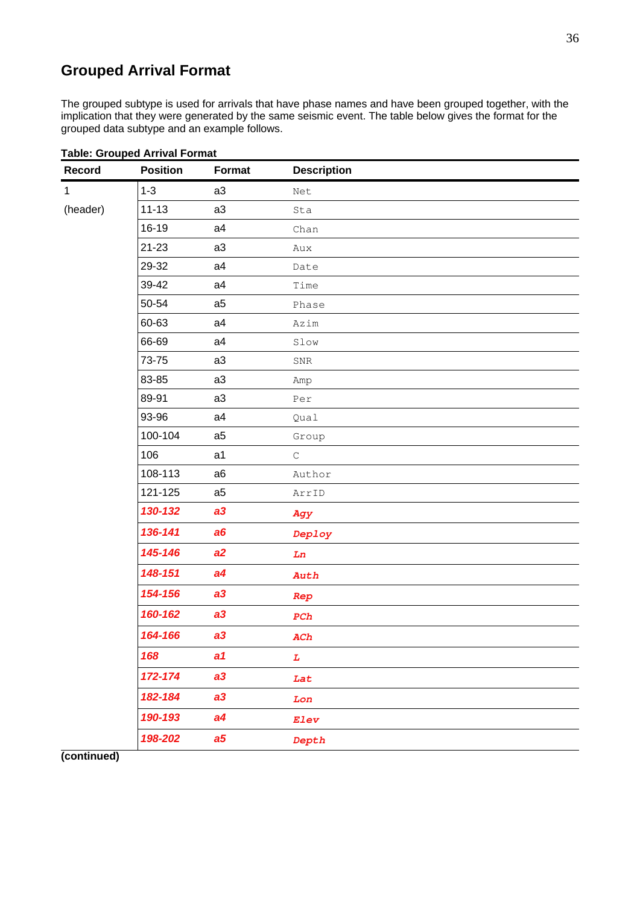## Grouped Arrival Format

The grouped subtype is used for arrivals that have phase names and have been grouped together, with the implication that they were generated by the same seismic event. The table below gives the format for the grouped data subtype and an example follows.

**Table: Grouped Arrival Format**

| Record | Position | Format | Description |
|---|---|---|---|
| 1 | 1-3 | a3 | Net |
| (header) | 11-13 | a3 | Sta |
| | 16-19 | a4 | Chan |
| | 21-23 | a3 | Aux |
| | 29-32 | a4 | Date |
| | 39-42 | a4 | Time |
| | 50-54 | a5 | Phase |
| | 60-63 | a4 | Azim |
| | 66-69 | a4 | Slow |
| | 73-75 | a3 | SNR |
| | 83-85 | a3 | Amp |
| | 89-91 | a3 | Per |
| | 93-96 | a4 | Qual |
| | 100-104 | a5 | Group |
| | 106 | a1 | C |
| | 108-113 | a6 | Author |
| | 121-125 | a5 | ArrID |
| | *130-132* | *a3* | ***Agy*** |
| | *136-141* | *a6* | ***Deploy*** |
| | *145-146* | *a2* | ***Ln*** |
| | *148-151* | *a4* | ***Auth*** |
| | *154-156* | *a3* | ***Rep*** |
| | *160-162* | *a3* | ***PCh*** |
| | *164-166* | *a3* | ***ACh*** |
| | *168* | *a1* | ***L*** |
| | *172-174* | *a3* | ***Lat*** |
| | *182-184* | *a3* | ***Lon*** |
| | *190-193* | *a4* | ***Elev*** |
| | *198-202* | *a5* | ***Depth*** |

**(continued)**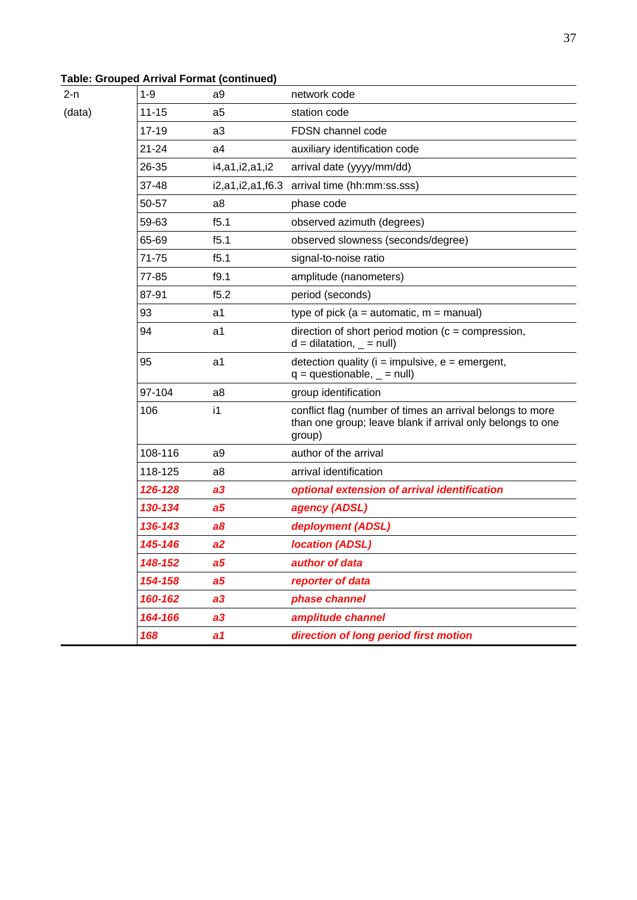**Table: Grouped Arrival Format (continued)**

| | | | |
|---|---|---|---|
| 2-n | 1-9 | a9 | network code |
| (data) | 11-15 | a5 | station code |
| | 17-19 | a3 | FDSN channel code |
| | 21-24 | a4 | auxiliary identification code |
| | 26-35 | i4,a1,i2,a1,i2 | arrival date (yyyy/mm/dd) |
| | 37-48 | i2,a1,i2,a1,f6.3 | arrival time (hh:mm:ss.sss) |
| | 50-57 | a8 | phase code |
| | 59-63 | f5.1 | observed azimuth (degrees) |
| | 65-69 | f5.1 | observed slowness (seconds/degree) |
| | 71-75 | f5.1 | signal-to-noise ratio |
| | 77-85 | f9.1 | amplitude (nanometers) |
| | 87-91 | f5.2 | period (seconds) |
| | 93 | a1 | type of pick (a = automatic, m = manual) |
| | 94 | a1 | direction of short period motion (c = compression, d = dilatation, _ = null) |
| | 95 | a1 | detection quality (i = impulsive, e = emergent, q = questionable, _ = null) |
| | 97-104 | a8 | group identification |
| | 106 | i1 | conflict flag (number of times an arrival belongs to more than one group; leave blank if arrival only belongs to one group) |
| | 108-116 | a9 | author of the arrival |
| | 118-125 | a8 | arrival identification |
| | ***126-128*** | ***a3*** | ***optional extension of arrival identification*** |
| | ***130-134*** | ***a5*** | ***agency (ADSL)*** |
| | ***136-143*** | ***a8*** | ***deployment (ADSL)*** |
| | ***145-146*** | ***a2*** | ***location (ADSL)*** |
| | ***148-152*** | ***a5*** | ***author of data*** |
| | ***154-158*** | ***a5*** | ***reporter of data*** |
| | ***160-162*** | ***a3*** | ***phase channel*** |
| | ***164-166*** | ***a3*** | ***amplitude channel*** |
| | ***168*** | ***a1*** | ***direction of long period first motion*** |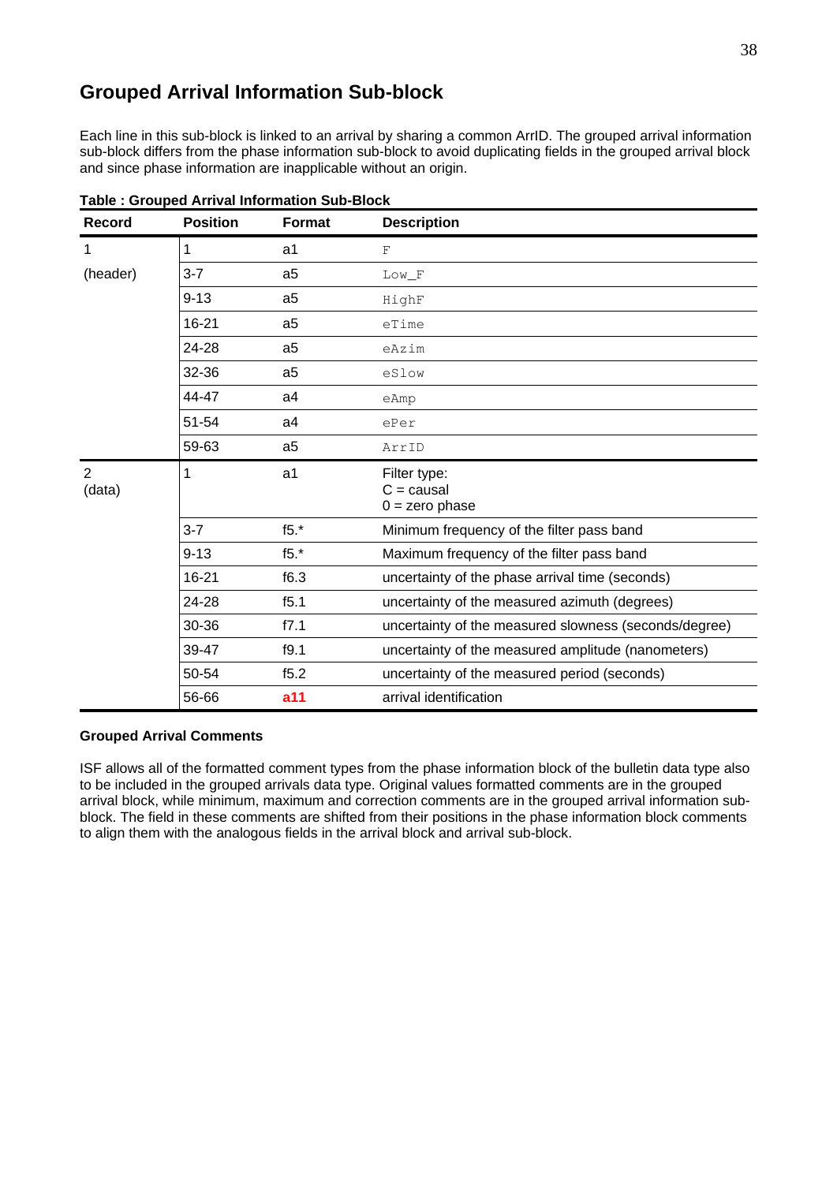## Grouped Arrival Information Sub-block

Each line in this sub-block is linked to an arrival by sharing a common ArrID. The grouped arrival information sub-block differs from the phase information sub-block to avoid duplicating fields in the grouped arrival block and since phase information are inapplicable without an origin.

**Table : Grouped Arrival Information Sub-Block**

| Record | Position | Format | Description |
|---|---|---|---|
| 1 | 1 | a1 | `F` |
| (header) | 3-7 | a5 | `Low_F` |
| | 9-13 | a5 | `HighF` |
| | 16-21 | a5 | `eTime` |
| | 24-28 | a5 | `eAzim` |
| | 32-36 | a5 | `eSlow` |
| | 44-47 | a4 | `eAmp` |
| | 51-54 | a4 | `ePer` |
| | 59-63 | a5 | `ArrID` |
| 2 (data) | 1 | a1 | Filter type: C = causal 0 = zero phase |
| | 3-7 | f5.* | Minimum frequency of the filter pass band |
| | 9-13 | f5.* | Maximum frequency of the filter pass band |
| | 16-21 | f6.3 | uncertainty of the phase arrival time (seconds) |
| | 24-28 | f5.1 | uncertainty of the measured azimuth (degrees) |
| | 30-36 | f7.1 | uncertainty of the measured slowness (seconds/degree) |
| | 39-47 | f9.1 | uncertainty of the measured amplitude (nanometers) |
| | 50-54 | f5.2 | uncertainty of the measured period (seconds) |
| | 56-66 | **a11** | arrival identification |

**Grouped Arrival Comments**

ISF allows all of the formatted comment types from the phase information block of the bulletin data type also to be included in the grouped arrivals data type. Original values formatted comments are in the grouped arrival block, while minimum, maximum and correction comments are in the grouped arrival information sub-block. The field in these comments are shifted from their positions in the phase information block comments to align them with the analogous fields in the arrival block and arrival sub-block.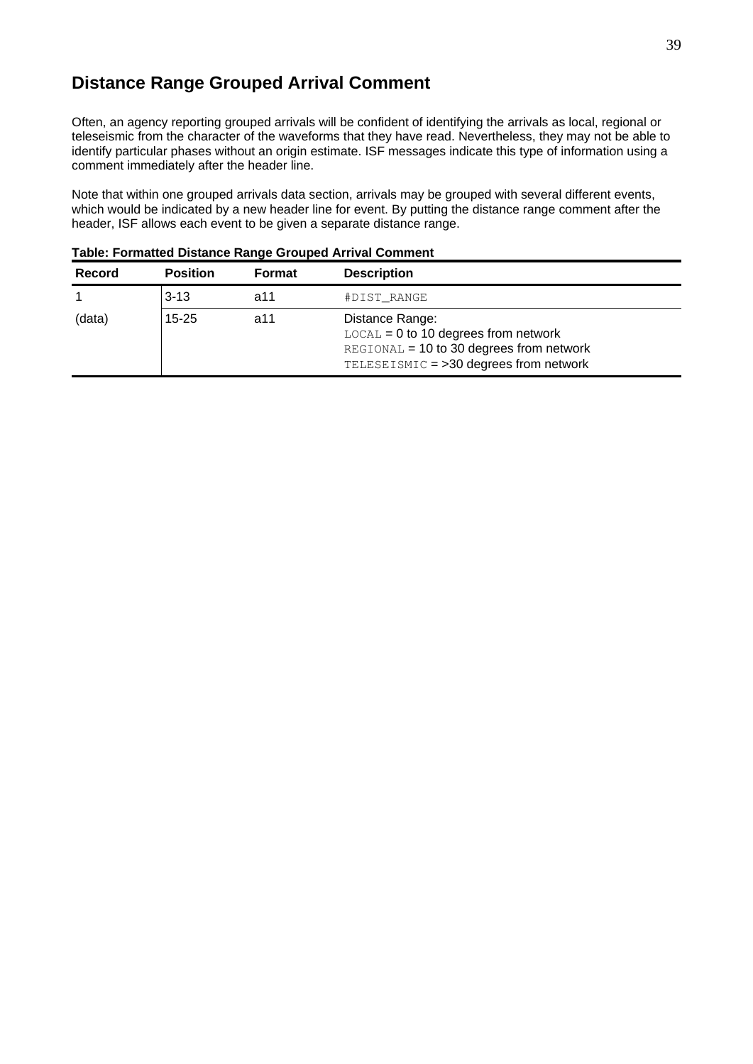## Distance Range Grouped Arrival Comment

Often, an agency reporting grouped arrivals will be confident of identifying the arrivals as local, regional or teleseismic from the character of the waveforms that they have read. Nevertheless, they may not be able to identify particular phases without an origin estimate. ISF messages indicate this type of information using a comment immediately after the header line.

Note that within one grouped arrivals data section, arrivals may be grouped with several different events, which would be indicated by a new header line for event. By putting the distance range comment after the header, ISF allows each event to be given a separate distance range.

**Table: Formatted Distance Range Grouped Arrival Comment**

| Record | Position | Format | Description |
|---|---|---|---|
| 1 | 3-13 | a11 | `#DIST_RANGE` |
| (data) | 15-25 | a11 | Distance Range:<br>`LOCAL` = 0 to 10 degrees from network<br>`REGIONAL` = 10 to 30 degrees from network<br>`TELESEISMIC` = >30 degrees from network |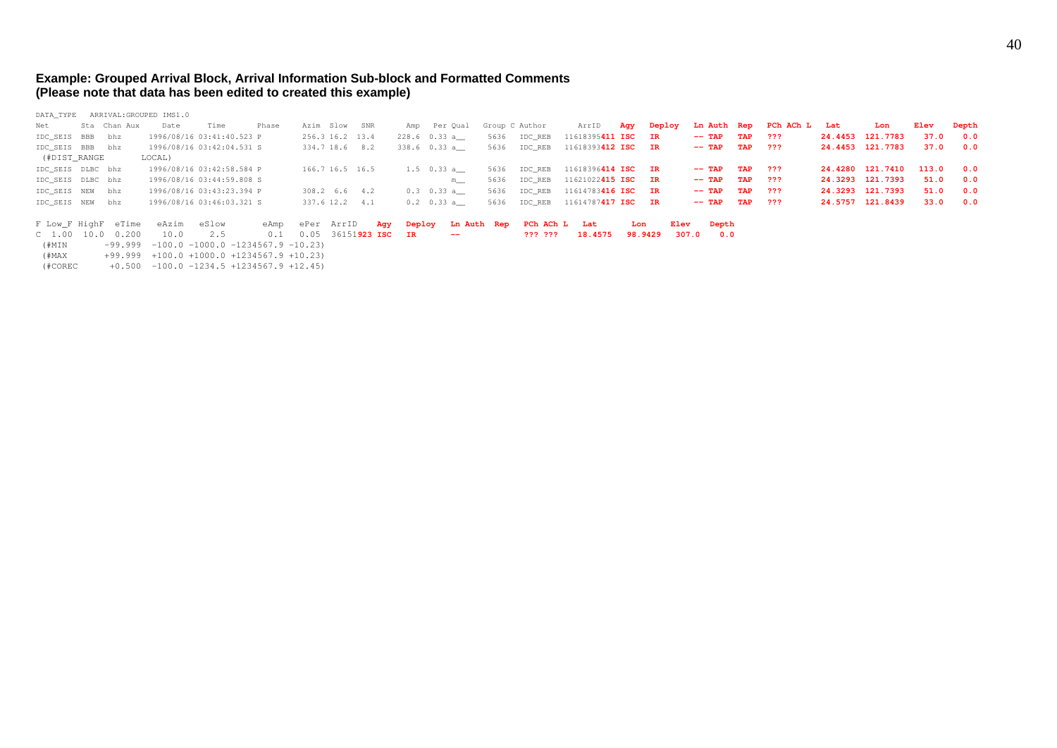**Example: Grouped Arrival Block, Arrival Information Sub-block and Formatted Comments**
**(Please note that data has been edited to created this example)**

```
DATA_TYPE   ARRIVAL:GROUPED IMS1.0
Net       Sta  Chan Aux     Date       Time        Phase     Azim  Slow   SNR       Amp   Per Qual   Group C Author       ArrID     Agy   Deploy   Ln Auth  Rep   PCh ACh L   Lat       Lon      Elev    Depth
IDC_SEIS  BBB   bhz      1996/08/16 03:41:40.523 P          256.3 16.2  13.4     228.6  0.33 a__     5636   IDC_REB   11618395411 ISC   IR       -- TAP   TAP   ???         24.4453  121.7783   37.0     0.0
IDC_SEIS  BBB   bhz      1996/08/16 03:42:04.531 S          334.7 18.6   8.2     338.6  0.33 a__     5636   IDC_REB   11618393412 ISC   IR       -- TAP   TAP   ???         24.4453  121.7783   37.0     0.0
 (#DIST_RANGE       LOCAL)
IDC_SEIS  DLBC  bhz      1996/08/16 03:42:58.584 P          166.7 16.5  16.5       1.5  0.33 a__     5636   IDC_REB   11618396414 ISC   IR       -- TAP   TAP   ???         24.4280  121.7410  113.0     0.0
IDC_SEIS  DLBC  bhz      1996/08/16 03:44:59.808 S                                          m__     5636   IDC_REB   11621022415 ISC   IR       -- TAP   TAP   ???         24.3293  121.7393   51.0     0.0
IDC_SEIS  NEW   bhz      1996/08/16 03:43:23.394 P          308.2  6.6   4.2       0.3  0.33 a__     5636   IDC_REB   11614783416 ISC   IR       -- TAP   TAP   ???         24.3293  121.7393   51.0     0.0
IDC_SEIS  NEW   bhz      1996/08/16 03:46:03.321 S          337.6 12.2   4.1       0.2  0.33 a__     5636   IDC_REB   11614787417 ISC   IR       -- TAP   TAP   ???         24.5757  121.8439   33.0     0.0

F Low_F HighF  eTime   eAzim   eSlow       eAmp   ePer  ArrID     Agy   Deploy   Ln Auth  Rep   PCh ACh L   Lat      Lon      Elev    Depth
C  1.00  10.0  0.200    10.0     2.5        0.1   0.05  36151923 ISC   IR       --             ??? ???    18.4575  98.9429  307.0    0.0
 (#MIN       -99.999  -100.0 -1000.0 -1234567.9 -10.23)
 (#MAX       +99.999  +100.0 +1000.0 +1234567.9 +10.23)
 (#COREC      +0.500  -100.0 -1234.5 +1234567.9 +12.45)
```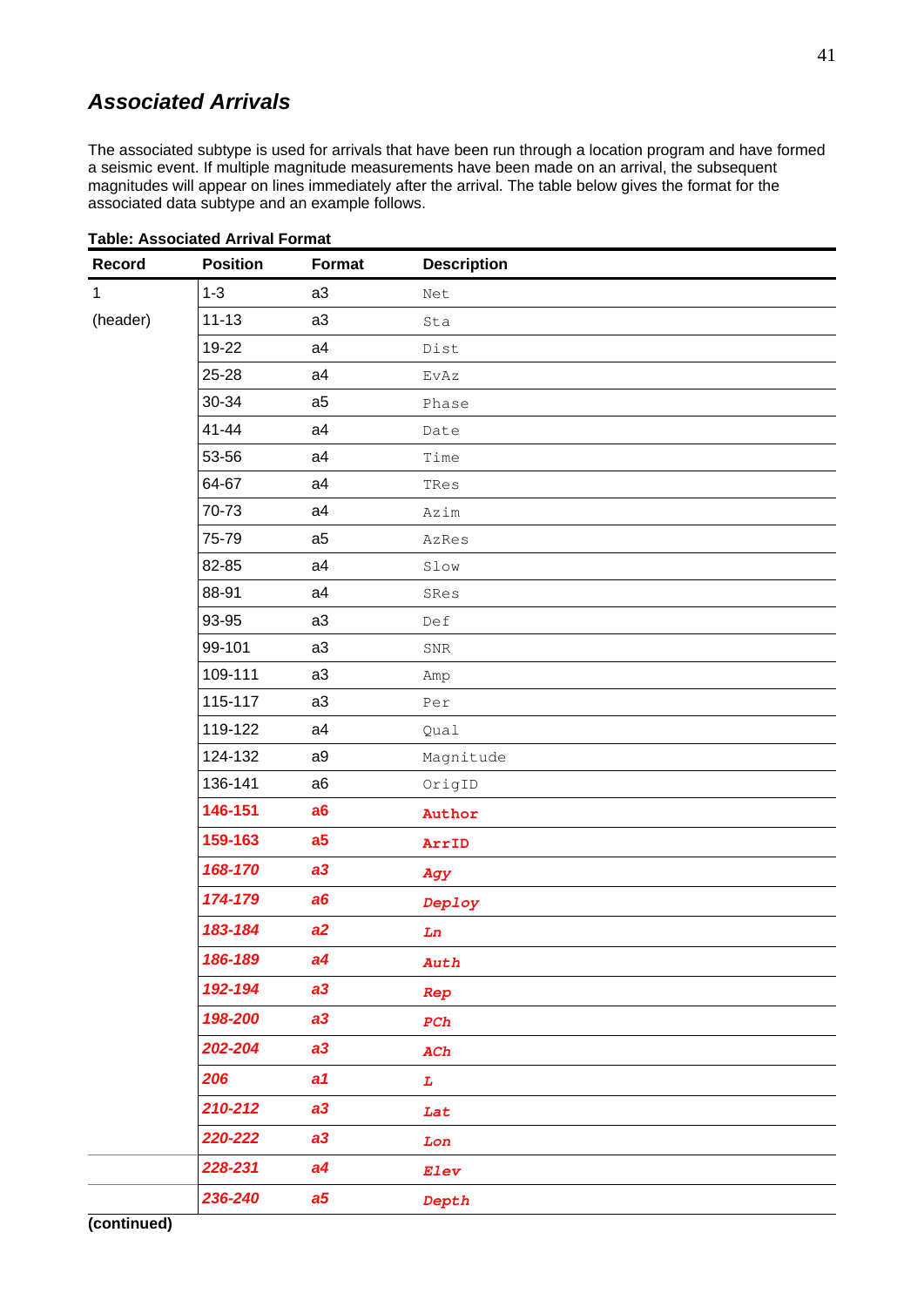## *Associated Arrivals*

The associated subtype is used for arrivals that have been run through a location program and have formed a seismic event. If multiple magnitude measurements have been made on an arrival, the subsequent magnitudes will appear on lines immediately after the arrival. The table below gives the format for the associated data subtype and an example follows.

**Table: Associated Arrival Format**

| Record | Position | Format | Description |
|---|---|---|---|
| 1 | 1-3 | a3 | Net |
| (header) | 11-13 | a3 | Sta |
| | 19-22 | a4 | Dist |
| | 25-28 | a4 | EvAz |
| | 30-34 | a5 | Phase |
| | 41-44 | a4 | Date |
| | 53-56 | a4 | Time |
| | 64-67 | a4 | TRes |
| | 70-73 | a4 | Azim |
| | 75-79 | a5 | AzRes |
| | 82-85 | a4 | Slow |
| | 88-91 | a4 | SRes |
| | 93-95 | a3 | Def |
| | 99-101 | a3 | SNR |
| | 109-111 | a3 | Amp |
| | 115-117 | a3 | Per |
| | 119-122 | a4 | Qual |
| | 124-132 | a9 | Magnitude |
| | 136-141 | a6 | OrigID |
| | **146-151** | **a6** | **Author** |
| | **159-163** | **a5** | **ArrID** |
| | ***168-170*** | ***a3*** | ***Agy*** |
| | ***174-179*** | ***a6*** | ***Deploy*** |
| | ***183-184*** | ***a2*** | ***Ln*** |
| | ***186-189*** | ***a4*** | ***Auth*** |
| | ***192-194*** | ***a3*** | ***Rep*** |
| | ***198-200*** | ***a3*** | ***PCh*** |
| | ***202-204*** | ***a3*** | ***ACh*** |
| | ***206*** | ***a1*** | ***L*** |
| | ***210-212*** | ***a3*** | ***Lat*** |
| | ***220-222*** | ***a3*** | ***Lon*** |
| | ***228-231*** | ***a4*** | ***Elev*** |
| | ***236-240*** | ***a5*** | ***Depth*** |

**(continued)**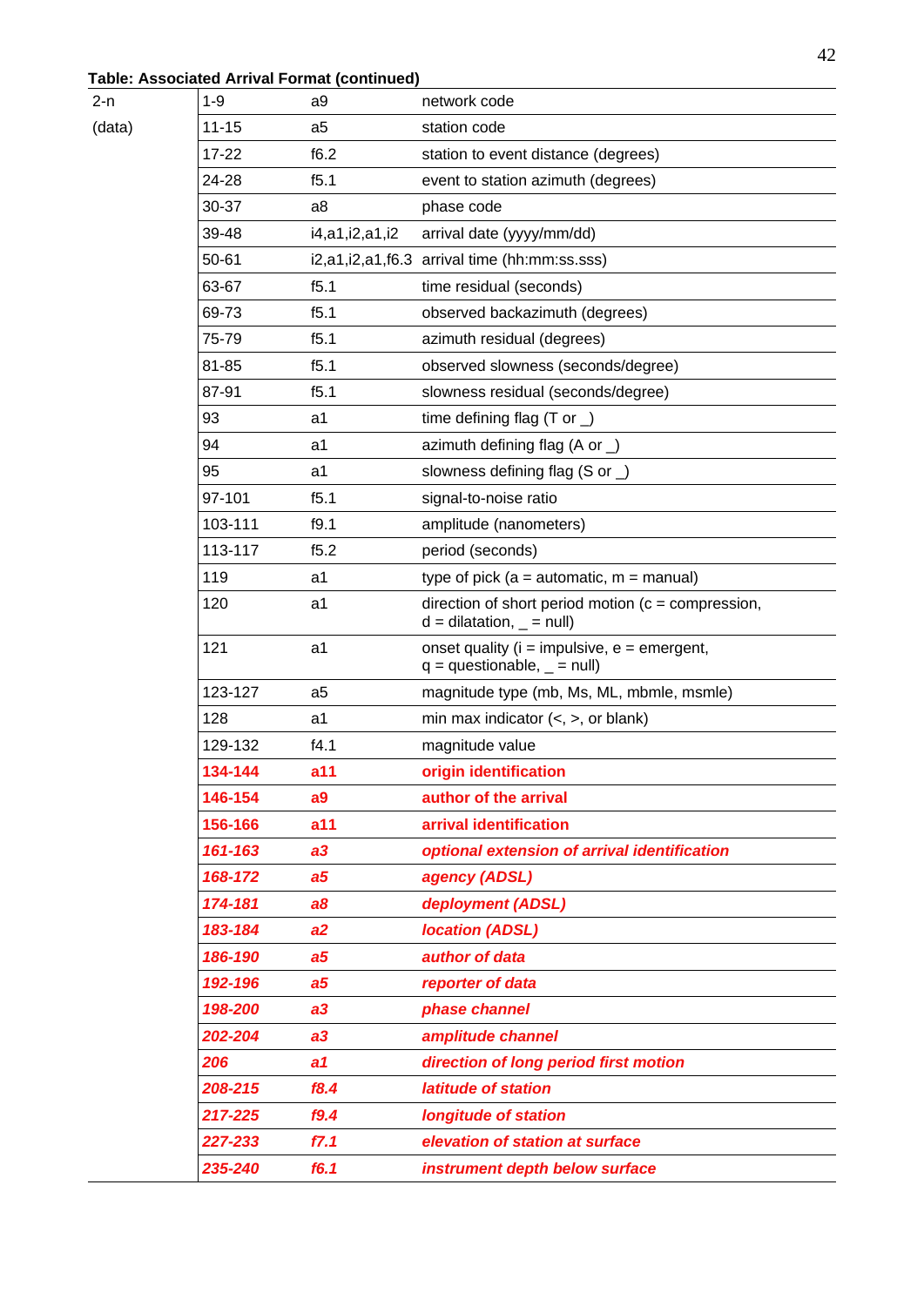**Table: Associated Arrival Format (continued)**

| | | | |
|---|---|---|---|
| 2-n | 1-9 | a9 | network code |
| (data) | 11-15 | a5 | station code |
| | 17-22 | f6.2 | station to event distance (degrees) |
| | 24-28 | f5.1 | event to station azimuth (degrees) |
| | 30-37 | a8 | phase code |
| | 39-48 | i4,a1,i2,a1,i2 | arrival date (yyyy/mm/dd) |
| | 50-61 | i2,a1,i2,a1,f6.3 | arrival time (hh:mm:ss.sss) |
| | 63-67 | f5.1 | time residual (seconds) |
| | 69-73 | f5.1 | observed backazimuth (degrees) |
| | 75-79 | f5.1 | azimuth residual (degrees) |
| | 81-85 | f5.1 | observed slowness (seconds/degree) |
| | 87-91 | f5.1 | slowness residual (seconds/degree) |
| | 93 | a1 | time defining flag (T or _) |
| | 94 | a1 | azimuth defining flag (A or _) |
| | 95 | a1 | slowness defining flag (S or _) |
| | 97-101 | f5.1 | signal-to-noise ratio |
| | 103-111 | f9.1 | amplitude (nanometers) |
| | 113-117 | f5.2 | period (seconds) |
| | 119 | a1 | type of pick (a = automatic, m = manual) |
| | 120 | a1 | direction of short period motion (c = compression, d = dilatation, _ = null) |
| | 121 | a1 | onset quality (i = impulsive, e = emergent, q = questionable, _ = null) |
| | 123-127 | a5 | magnitude type (mb, Ms, ML, mbmle, msmle) |
| | 128 | a1 | min max indicator (<, >, or blank) |
| | 129-132 | f4.1 | magnitude value |
| | **134-144** | **a11** | **origin identification** |
| | **146-154** | **a9** | **author of the arrival** |
| | **156-166** | **a11** | **arrival identification** |
| | ***161-163*** | ***a3*** | ***optional extension of arrival identification*** |
| | ***168-172*** | ***a5*** | ***agency (ADSL)*** |
| | ***174-181*** | ***a8*** | ***deployment (ADSL)*** |
| | ***183-184*** | ***a2*** | ***location (ADSL)*** |
| | ***186-190*** | ***a5*** | ***author of data*** |
| | ***192-196*** | ***a5*** | ***reporter of data*** |
| | ***198-200*** | ***a3*** | ***phase channel*** |
| | ***202-204*** | ***a3*** | ***amplitude channel*** |
| | ***206*** | ***a1*** | ***direction of long period first motion*** |
| | ***208-215*** | ***f8.4*** | ***latitude of station*** |
| | ***217-225*** | ***f9.4*** | ***longitude of station*** |
| | ***227-233*** | ***f7.1*** | ***elevation of station at surface*** |
| | ***235-240*** | ***f6.1*** | ***instrument depth below surface*** |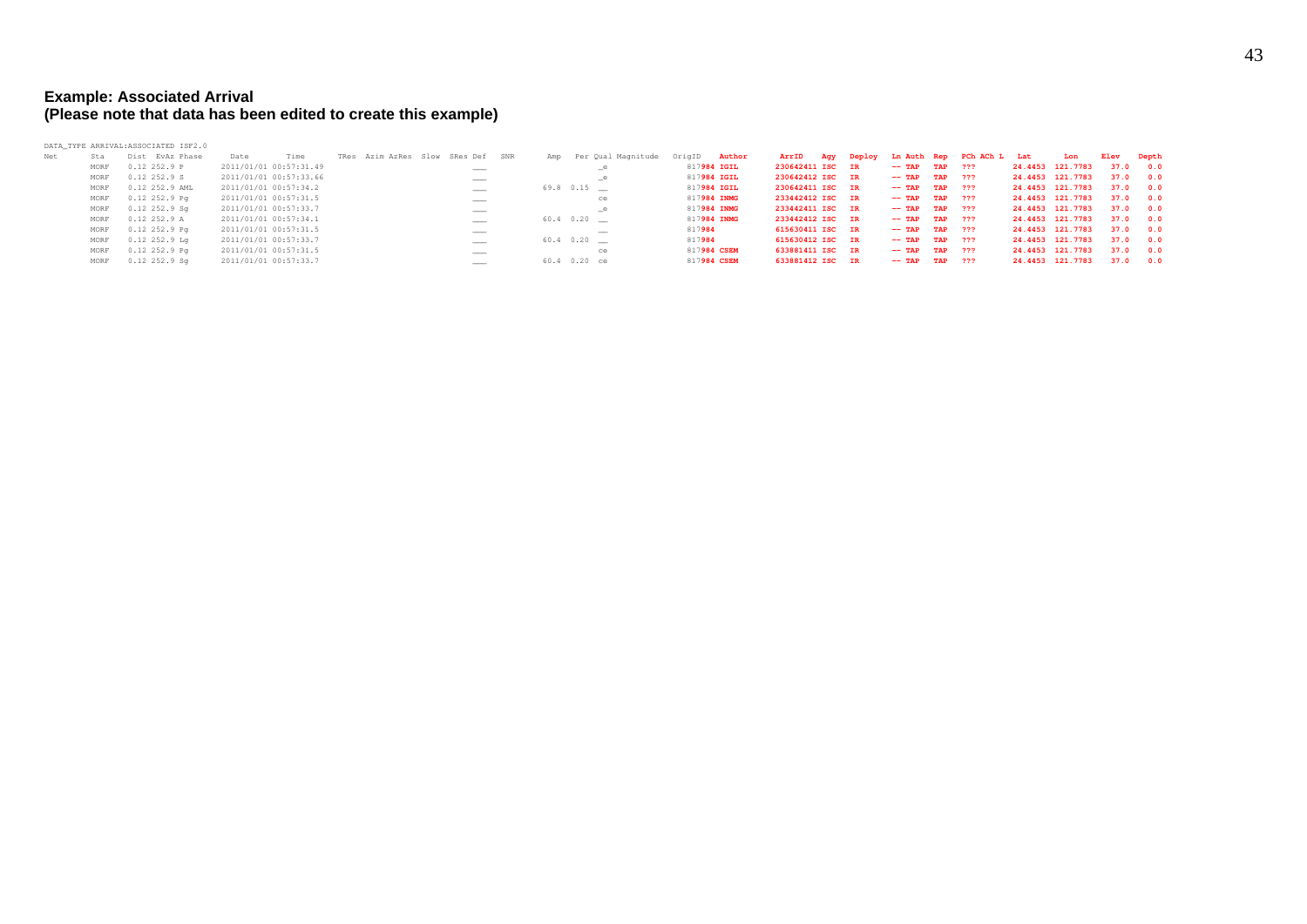**Example: Associated Arrival**
**(Please note that data has been edited to create this example)**

DATA_TYPE ARRIVAL:ASSOCIATED ISF2.0

| Net | Sta | Dist | EvAz | Phase | Date | Time | TRes | Azim | AzRes | Slow | SRes | Def | SNR | Amp | Per | Qual | Magnitude | OrigID | Author | ArrID | Agy | Deploy | Ln | Auth | Rep | PCh | ACh | L | Lat | Lon | Elev | Depth |
|---|---|---|---|---|---|---|---|---|---|---|---|---|---|---|---|---|---|---|---|---|---|---|---|---|---|---|---|---|---|---|---|---|
| | MORF | 0.12 | 252.9 | P | 2011/01/01 | 00:57:31.49 | | | | | | ___ | | | | _e | | 817984 | IGIL | 230642411 | ISC | IR | -- | TAP | TAP | ??? | | | 24.4453 | 121.7783 | 37.0 | 0.0 |
| | MORF | 0.12 | 252.9 | S | 2011/01/01 | 00:57:33.66 | | | | | | ___ | | | | _e | | 817984 | IGIL | 230642412 | ISC | IR | -- | TAP | TAP | ??? | | | 24.4453 | 121.7783 | 37.0 | 0.0 |
| | MORF | 0.12 | 252.9 | AML | 2011/01/01 | 00:57:34.2 | | | | | | ___ | | 69.8 | 0.15 | __ | | 817984 | IGIL | 230642411 | ISC | IR | -- | TAP | TAP | ??? | | | 24.4453 | 121.7783 | 37.0 | 0.0 |
| | MORF | 0.12 | 252.9 | Pg | 2011/01/01 | 00:57:31.5 | | | | | | ___ | | | | ce | | 817984 | INMG | 233442412 | ISC | IR | -- | TAP | TAP | ??? | | | 24.4453 | 121.7783 | 37.0 | 0.0 |
| | MORF | 0.12 | 252.9 | Sg | 2011/01/01 | 00:57:33.7 | | | | | | ___ | | | | _e | | 817984 | INMG | 233442411 | ISC | IR | -- | TAP | TAP | ??? | | | 24.4453 | 121.7783 | 37.0 | 0.0 |
| | MORF | 0.12 | 252.9 | A | 2011/01/01 | 00:57:34.1 | | | | | | ___ | | 60.4 | 0.20 | __ | | 817984 | INMG | 233442412 | ISC | IR | -- | TAP | TAP | ??? | | | 24.4453 | 121.7783 | 37.0 | 0.0 |
| | MORF | 0.12 | 252.9 | Pg | 2011/01/01 | 00:57:31.5 | | | | | | ___ | | | | __ | | 817984 | | 615630411 | ISC | IR | -- | TAP | TAP | ??? | | | 24.4453 | 121.7783 | 37.0 | 0.0 |
| | MORF | 0.12 | 252.9 | Lg | 2011/01/01 | 00:57:33.7 | | | | | | ___ | | 60.4 | 0.20 | __ | | 817984 | | 615630412 | ISC | IR | -- | TAP | TAP | ??? | | | 24.4453 | 121.7783 | 37.0 | 0.0 |
| | MORF | 0.12 | 252.9 | Pg | 2011/01/01 | 00:57:31.5 | | | | | | ___ | | | | ce | | 817984 | CSEM | 633881411 | ISC | IR | -- | TAP | TAP | ??? | | | 24.4453 | 121.7783 | 37.0 | 0.0 |
| | MORF | 0.12 | 252.9 | Sg | 2011/01/01 | 00:57:33.7 | | | | | | ___ | | 60.4 | 0.20 | ce | | 817984 | CSEM | 633881412 | ISC | IR | -- | TAP | TAP | ??? | | | 24.4453 | 121.7783 | 37.0 | 0.0 |